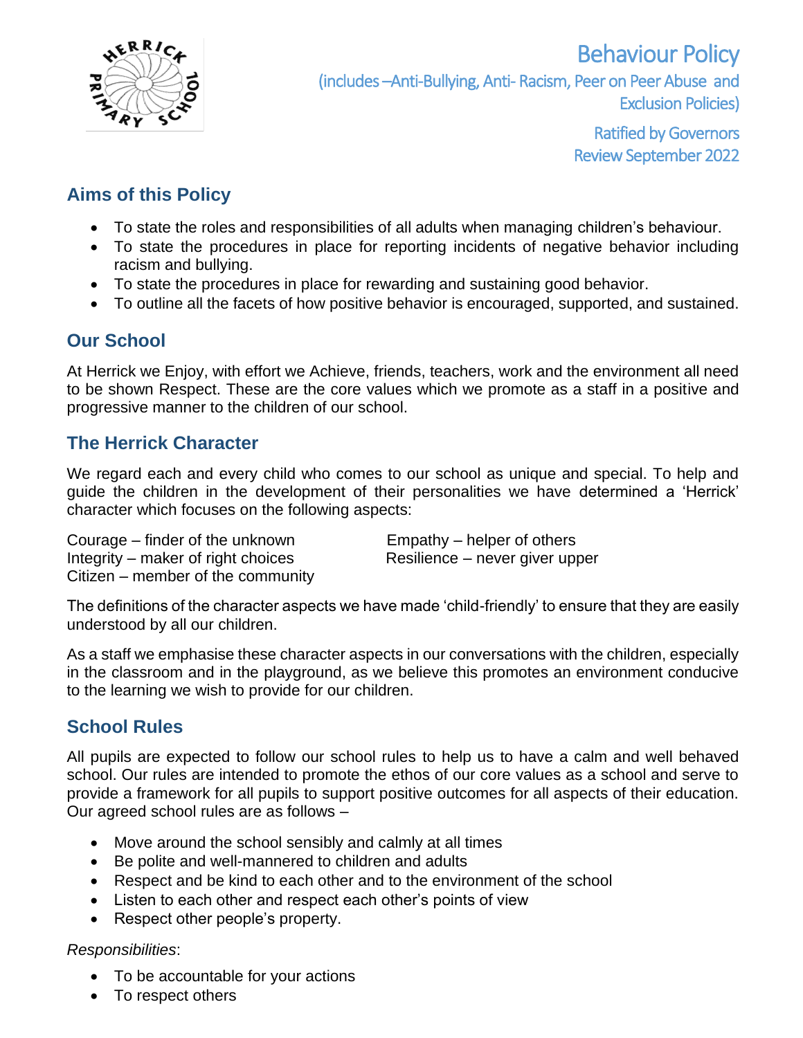# Behaviour Policy

(includes –Anti-Bullying, Anti- Racism, Peer on Peer Abuse and Exclusion Policies)

Ratified by Governors
Review September 2022

## Aims of this Policy

- To state the roles and responsibilities of all adults when managing children's behaviour.
- To state the procedures in place for reporting incidents of negative behavior including racism and bullying.
- To state the procedures in place for rewarding and sustaining good behavior.
- To outline all the facets of how positive behavior is encouraged, supported, and sustained.

## Our School

At Herrick we Enjoy, with effort we Achieve, friends, teachers, work and the environment all need to be shown Respect. These are the core values which we promote as a staff in a positive and progressive manner to the children of our school.

## The Herrick Character

We regard each and every child who comes to our school as unique and special. To help and guide the children in the development of their personalities we have determined a 'Herrick' character which focuses on the following aspects:

Courage – finder of the unknown
Empathy – helper of others
Integrity – maker of right choices
Resilience – never giver upper
Citizen – member of the community

The definitions of the character aspects we have made 'child-friendly' to ensure that they are easily understood by all our children.

As a staff we emphasise these character aspects in our conversations with the children, especially in the classroom and in the playground, as we believe this promotes an environment conducive to the learning we wish to provide for our children.

## School Rules

All pupils are expected to follow our school rules to help us to have a calm and well behaved school. Our rules are intended to promote the ethos of our core values as a school and serve to provide a framework for all pupils to support positive outcomes for all aspects of their education. Our agreed school rules are as follows –

- Move around the school sensibly and calmly at all times
- Be polite and well-mannered to children and adults
- Respect and be kind to each other and to the environment of the school
- Listen to each other and respect each other's points of view
- Respect other people's property.

*Responsibilities*:

- To be accountable for your actions
- To respect others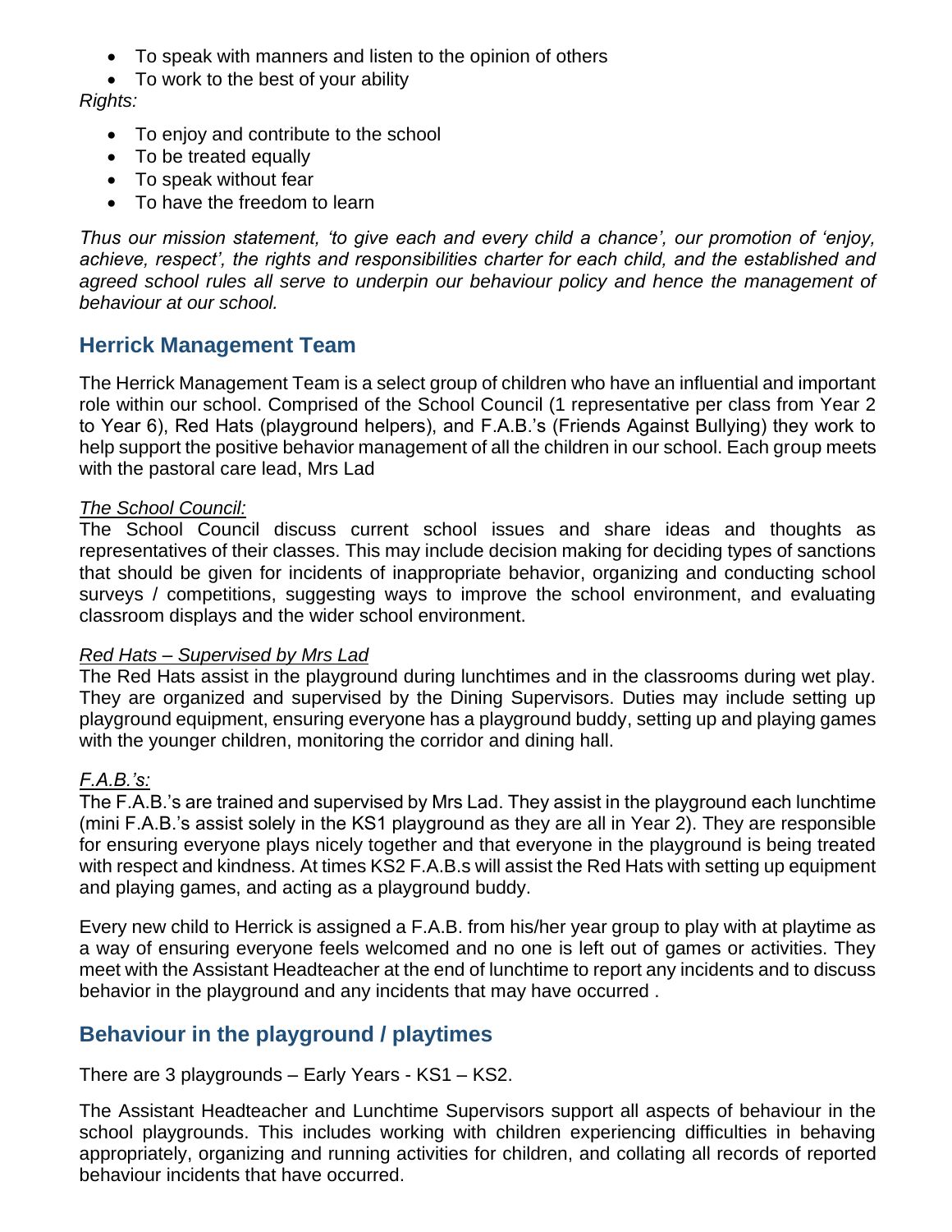- To speak with manners and listen to the opinion of others
- To work to the best of your ability

*Rights:*

- To enjoy and contribute to the school
- To be treated equally
- To speak without fear
- To have the freedom to learn

*Thus our mission statement, 'to give each and every child a chance', our promotion of 'enjoy, achieve, respect', the rights and responsibilities charter for each child, and the established and agreed school rules all serve to underpin our behaviour policy and hence the management of behaviour at our school.*

## Herrick Management Team

The Herrick Management Team is a select group of children who have an influential and important role within our school. Comprised of the School Council (1 representative per class from Year 2 to Year 6), Red Hats (playground helpers), and F.A.B.'s (Friends Against Bullying) they work to help support the positive behavior management of all the children in our school. Each group meets with the pastoral care lead, Mrs Lad

*The School Council:*

The School Council discuss current school issues and share ideas and thoughts as representatives of their classes. This may include decision making for deciding types of sanctions that should be given for incidents of inappropriate behavior, organizing and conducting school surveys / competitions, suggesting ways to improve the school environment, and evaluating classroom displays and the wider school environment.

*Red Hats – Supervised by Mrs Lad*

The Red Hats assist in the playground during lunchtimes and in the classrooms during wet play. They are organized and supervised by the Dining Supervisors. Duties may include setting up playground equipment, ensuring everyone has a playground buddy, setting up and playing games with the younger children, monitoring the corridor and dining hall.

*F.A.B.'s:*

The F.A.B.'s are trained and supervised by Mrs Lad. They assist in the playground each lunchtime (mini F.A.B.'s assist solely in the KS1 playground as they are all in Year 2). They are responsible for ensuring everyone plays nicely together and that everyone in the playground is being treated with respect and kindness. At times KS2 F.A.B.s will assist the Red Hats with setting up equipment and playing games, and acting as a playground buddy.

Every new child to Herrick is assigned a F.A.B. from his/her year group to play with at playtime as a way of ensuring everyone feels welcomed and no one is left out of games or activities. They meet with the Assistant Headteacher at the end of lunchtime to report any incidents and to discuss behavior in the playground and any incidents that may have occurred .

## Behaviour in the playground / playtimes

There are 3 playgrounds – Early Years - KS1 – KS2.

The Assistant Headteacher and Lunchtime Supervisors support all aspects of behaviour in the school playgrounds. This includes working with children experiencing difficulties in behaving appropriately, organizing and running activities for children, and collating all records of reported behaviour incidents that have occurred.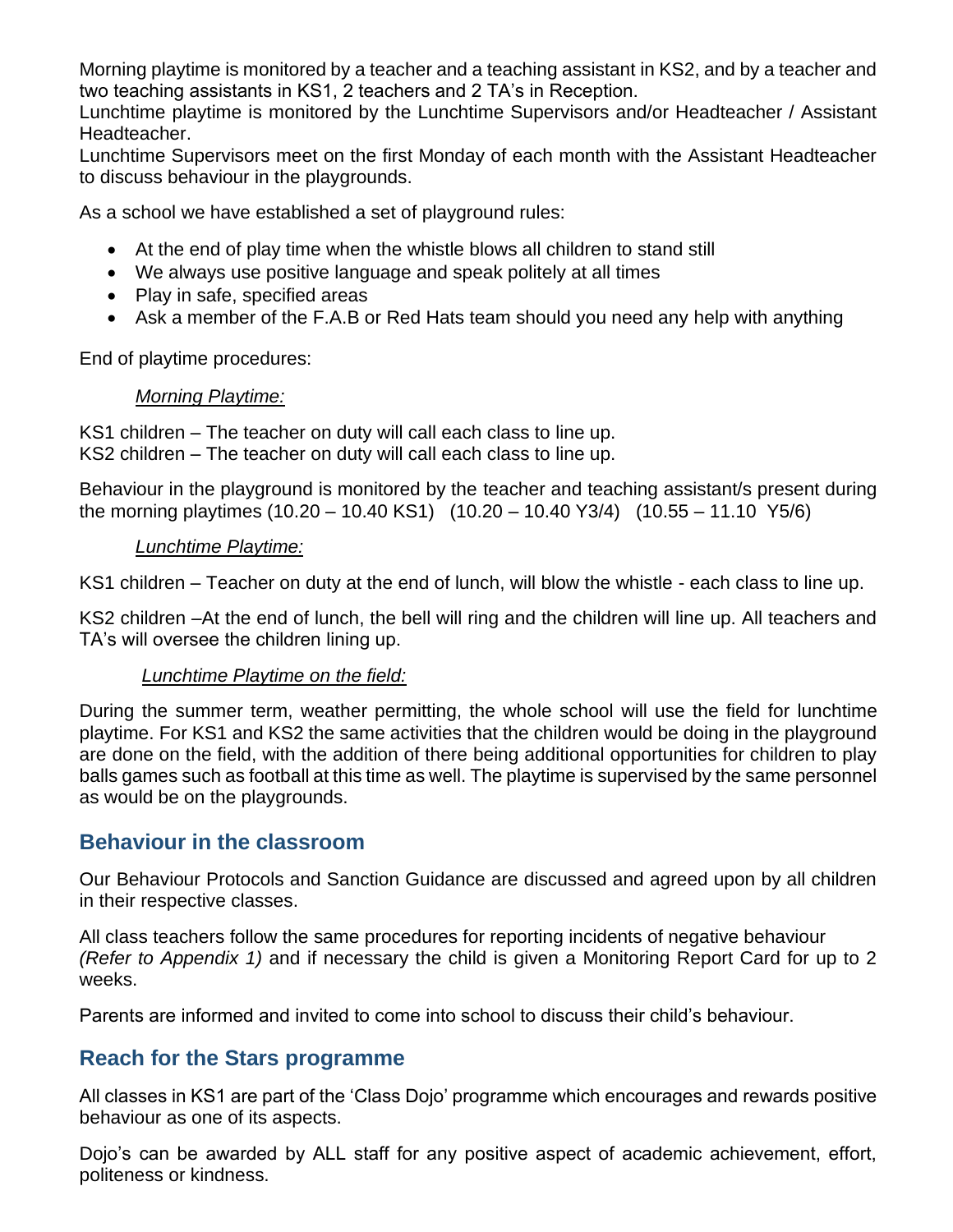Morning playtime is monitored by a teacher and a teaching assistant in KS2, and by a teacher and two teaching assistants in KS1, 2 teachers and 2 TA's in Reception.
Lunchtime playtime is monitored by the Lunchtime Supervisors and/or Headteacher / Assistant Headteacher.
Lunchtime Supervisors meet on the first Monday of each month with the Assistant Headteacher to discuss behaviour in the playgrounds.

As a school we have established a set of playground rules:

- At the end of play time when the whistle blows all children to stand still
- We always use positive language and speak politely at all times
- Play in safe, specified areas
- Ask a member of the F.A.B or Red Hats team should you need any help with anything

End of playtime procedures:

*Morning Playtime:*

KS1 children – The teacher on duty will call each class to line up.
KS2 children – The teacher on duty will call each class to line up.

Behaviour in the playground is monitored by the teacher and teaching assistant/s present during the morning playtimes (10.20 – 10.40 KS1) (10.20 – 10.40 Y3/4) (10.55 – 11.10 Y5/6)

*Lunchtime Playtime:*

KS1 children – Teacher on duty at the end of lunch, will blow the whistle - each class to line up.

KS2 children –At the end of lunch, the bell will ring and the children will line up. All teachers and TA's will oversee the children lining up.

*Lunchtime Playtime on the field:*

During the summer term, weather permitting, the whole school will use the field for lunchtime playtime. For KS1 and KS2 the same activities that the children would be doing in the playground are done on the field, with the addition of there being additional opportunities for children to play balls games such as football at this time as well. The playtime is supervised by the same personnel as would be on the playgrounds.

## Behaviour in the classroom

Our Behaviour Protocols and Sanction Guidance are discussed and agreed upon by all children in their respective classes.

All class teachers follow the same procedures for reporting incidents of negative behaviour *(Refer to Appendix 1)* and if necessary the child is given a Monitoring Report Card for up to 2 weeks.

Parents are informed and invited to come into school to discuss their child's behaviour.

## Reach for the Stars programme

All classes in KS1 are part of the 'Class Dojo' programme which encourages and rewards positive behaviour as one of its aspects.

Dojo's can be awarded by ALL staff for any positive aspect of academic achievement, effort, politeness or kindness.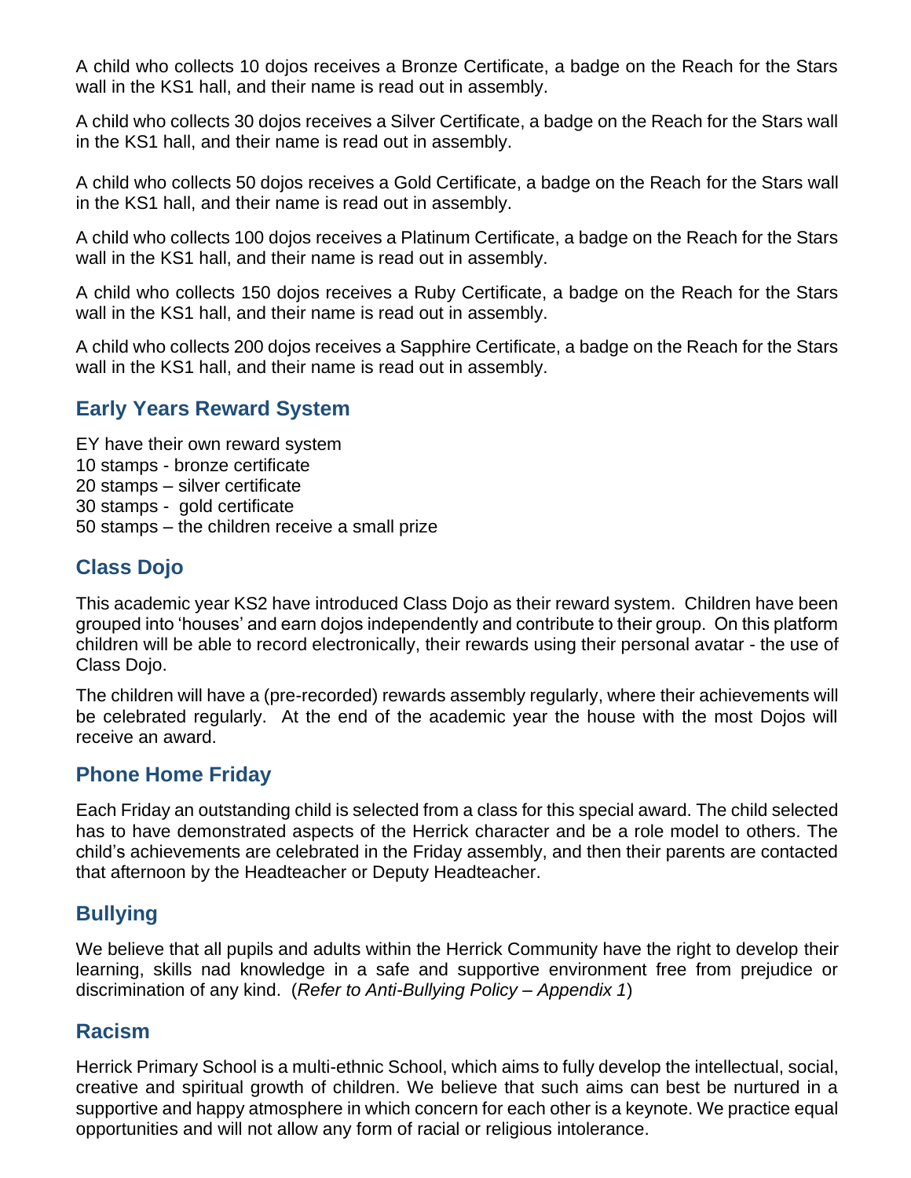A child who collects 10 dojos receives a Bronze Certificate, a badge on the Reach for the Stars wall in the KS1 hall, and their name is read out in assembly.

A child who collects 30 dojos receives a Silver Certificate, a badge on the Reach for the Stars wall in the KS1 hall, and their name is read out in assembly.

A child who collects 50 dojos receives a Gold Certificate, a badge on the Reach for the Stars wall in the KS1 hall, and their name is read out in assembly.

A child who collects 100 dojos receives a Platinum Certificate, a badge on the Reach for the Stars wall in the KS1 hall, and their name is read out in assembly.

A child who collects 150 dojos receives a Ruby Certificate, a badge on the Reach for the Stars wall in the KS1 hall, and their name is read out in assembly.

A child who collects 200 dojos receives a Sapphire Certificate, a badge on the Reach for the Stars wall in the KS1 hall, and their name is read out in assembly.

## Early Years Reward System

EY have their own reward system
10 stamps - bronze certificate
20 stamps – silver certificate
30 stamps - gold certificate
50 stamps – the children receive a small prize

## Class Dojo

This academic year KS2 have introduced Class Dojo as their reward system. Children have been grouped into 'houses' and earn dojos independently and contribute to their group. On this platform children will be able to record electronically, their rewards using their personal avatar - the use of Class Dojo.

The children will have a (pre-recorded) rewards assembly regularly, where their achievements will be celebrated regularly. At the end of the academic year the house with the most Dojos will receive an award.

## Phone Home Friday

Each Friday an outstanding child is selected from a class for this special award. The child selected has to have demonstrated aspects of the Herrick character and be a role model to others. The child's achievements are celebrated in the Friday assembly, and then their parents are contacted that afternoon by the Headteacher or Deputy Headteacher.

## Bullying

We believe that all pupils and adults within the Herrick Community have the right to develop their learning, skills nad knowledge in a safe and supportive environment free from prejudice or discrimination of any kind. (*Refer to Anti-Bullying Policy – Appendix 1*)

## Racism

Herrick Primary School is a multi-ethnic School, which aims to fully develop the intellectual, social, creative and spiritual growth of children. We believe that such aims can best be nurtured in a supportive and happy atmosphere in which concern for each other is a keynote. We practice equal opportunities and will not allow any form of racial or religious intolerance.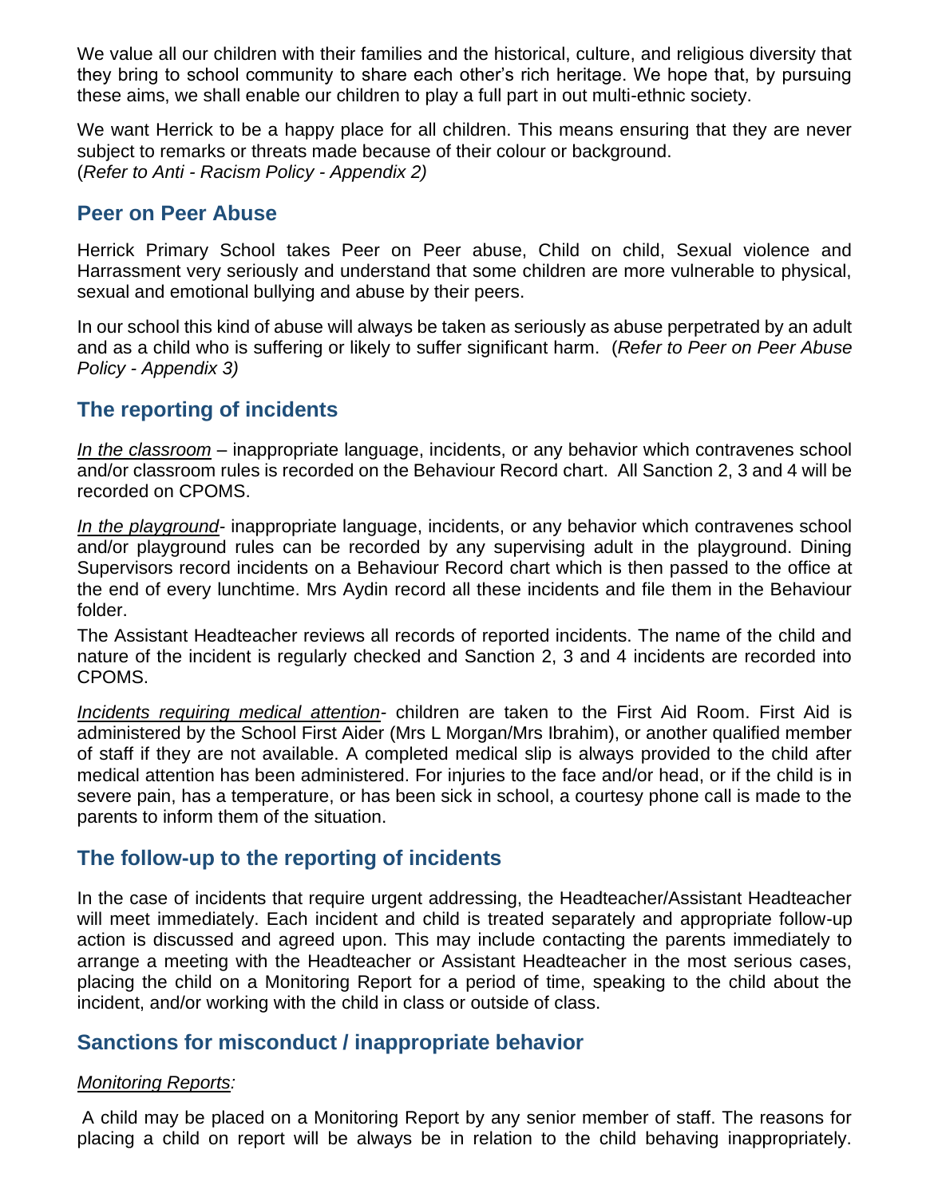We value all our children with their families and the historical, culture, and religious diversity that they bring to school community to share each other's rich heritage. We hope that, by pursuing these aims, we shall enable our children to play a full part in out multi-ethnic society.

We want Herrick to be a happy place for all children. This means ensuring that they are never subject to remarks or threats made because of their colour or background.
(*Refer to Anti - Racism Policy - Appendix 2)*

## Peer on Peer Abuse

Herrick Primary School takes Peer on Peer abuse, Child on child, Sexual violence and Harrassment very seriously and understand that some children are more vulnerable to physical, sexual and emotional bullying and abuse by their peers.

In our school this kind of abuse will always be taken as seriously as abuse perpetrated by an adult and as a child who is suffering or likely to suffer significant harm. (*Refer to Peer on Peer Abuse Policy - Appendix 3)*

## The reporting of incidents

*In the classroom* – inappropriate language, incidents, or any behavior which contravenes school and/or classroom rules is recorded on the Behaviour Record chart. All Sanction 2, 3 and 4 will be recorded on CPOMS.

*In the playground*- inappropriate language, incidents, or any behavior which contravenes school and/or playground rules can be recorded by any supervising adult in the playground. Dining Supervisors record incidents on a Behaviour Record chart which is then passed to the office at the end of every lunchtime. Mrs Aydin record all these incidents and file them in the Behaviour folder.

The Assistant Headteacher reviews all records of reported incidents. The name of the child and nature of the incident is regularly checked and Sanction 2, 3 and 4 incidents are recorded into CPOMS.

*Incidents requiring medical attention*- children are taken to the First Aid Room. First Aid is administered by the School First Aider (Mrs L Morgan/Mrs Ibrahim), or another qualified member of staff if they are not available. A completed medical slip is always provided to the child after medical attention has been administered. For injuries to the face and/or head, or if the child is in severe pain, has a temperature, or has been sick in school, a courtesy phone call is made to the parents to inform them of the situation.

## The follow-up to the reporting of incidents

In the case of incidents that require urgent addressing, the Headteacher/Assistant Headteacher will meet immediately. Each incident and child is treated separately and appropriate follow-up action is discussed and agreed upon. This may include contacting the parents immediately to arrange a meeting with the Headteacher or Assistant Headteacher in the most serious cases, placing the child on a Monitoring Report for a period of time, speaking to the child about the incident, and/or working with the child in class or outside of class.

## Sanctions for misconduct / inappropriate behavior

*Monitoring Reports:*

A child may be placed on a Monitoring Report by any senior member of staff. The reasons for placing a child on report will be always be in relation to the child behaving inappropriately.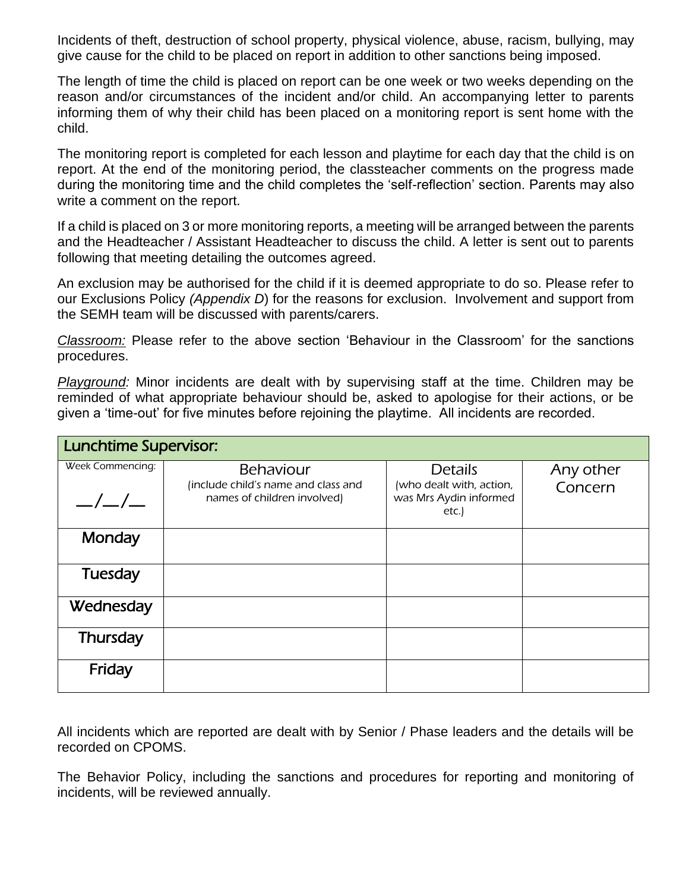Incidents of theft, destruction of school property, physical violence, abuse, racism, bullying, may give cause for the child to be placed on report in addition to other sanctions being imposed.

The length of time the child is placed on report can be one week or two weeks depending on the reason and/or circumstances of the incident and/or child. An accompanying letter to parents informing them of why their child has been placed on a monitoring report is sent home with the child.

The monitoring report is completed for each lesson and playtime for each day that the child is on report. At the end of the monitoring period, the classteacher comments on the progress made during the monitoring time and the child completes the 'self-reflection' section. Parents may also write a comment on the report.

If a child is placed on 3 or more monitoring reports, a meeting will be arranged between the parents and the Headteacher / Assistant Headteacher to discuss the child. A letter is sent out to parents following that meeting detailing the outcomes agreed.

An exclusion may be authorised for the child if it is deemed appropriate to do so. Please refer to our Exclusions Policy *(Appendix D*) for the reasons for exclusion. Involvement and support from the SEMH team will be discussed with parents/carers.

*Classroom:* Please refer to the above section 'Behaviour in the Classroom' for the sanctions procedures.

*Playground:* Minor incidents are dealt with by supervising staff at the time. Children may be reminded of what appropriate behaviour should be, asked to apologise for their actions, or be given a 'time-out' for five minutes before rejoining the playtime. All incidents are recorded.

| Lunchtime Supervisor: | | | |
|---|---|---|---|
| Week Commencing: __/__/__ | Behaviour (include child's name and class and names of children involved) | Details (who dealt with, action, was Mrs Aydin informed etc.) | Any other Concern |
| Monday | | | |
| Tuesday | | | |
| Wednesday | | | |
| Thursday | | | |
| Friday | | | |

All incidents which are reported are dealt with by Senior / Phase leaders and the details will be recorded on CPOMS.

The Behavior Policy, including the sanctions and procedures for reporting and monitoring of incidents, will be reviewed annually.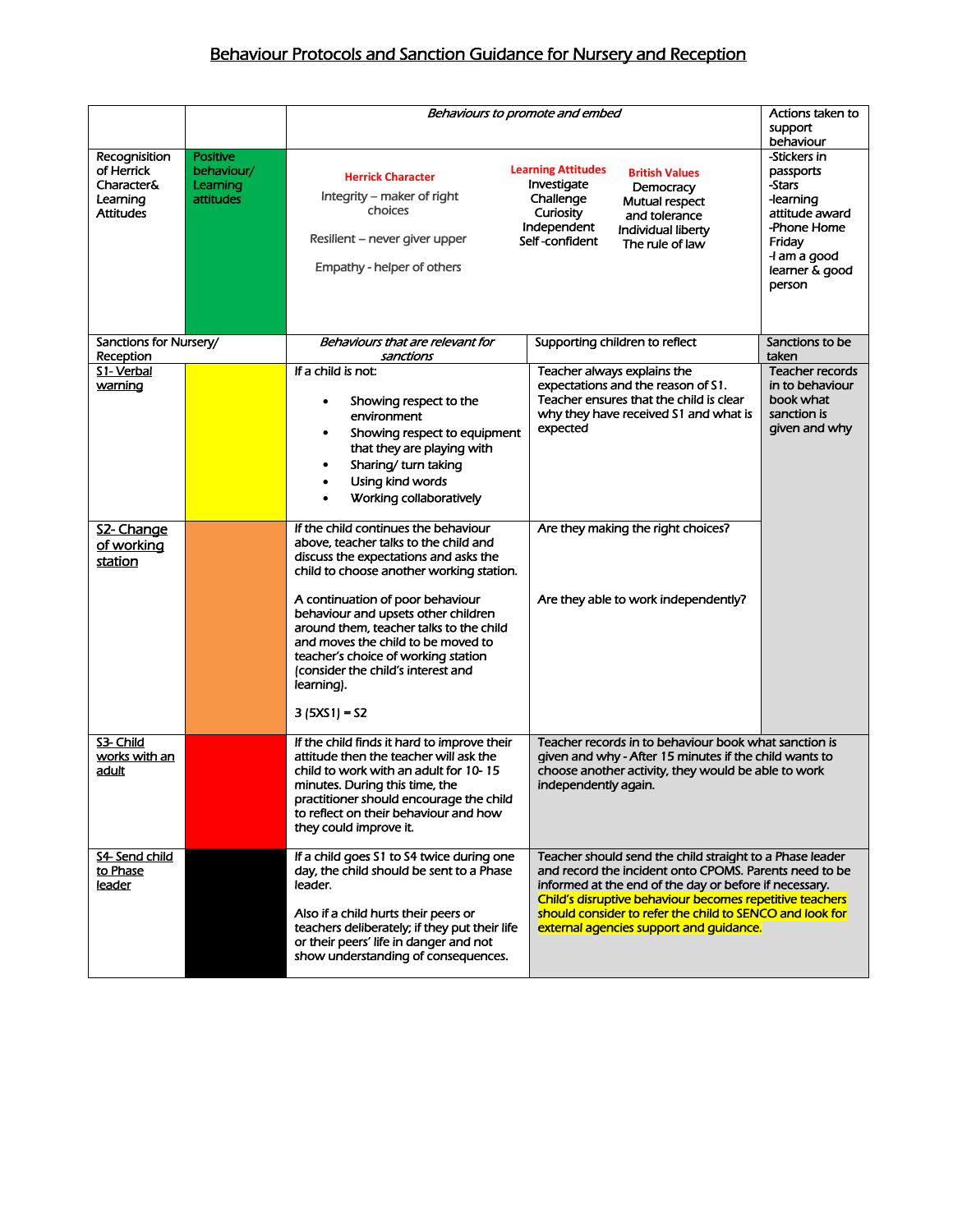# Behaviour Protocols and Sanction Guidance for Nursery and Reception

| | | *Behaviours to promote and embed* | | Actions taken to support behaviour |
|---|---|---|---|---|
| Recognisition of Herrick Character& Learning Attitudes | Positive behaviour/ Learning attitudes | **Herrick Character**<br>Integrity – maker of right choices<br>Resilient – never giver upper<br>Empathy - helper of others | **Learning Attitudes**<br>Investigate<br>Challenge<br>Curiosity<br>Independent<br>Self -confident<br><br>**British Values**<br>Democracy<br>Mutual respect and tolerance<br>Individual liberty<br>The rule of law | -Stickers in passports<br>-Stars<br>-learning attitude award<br>-Phone Home Friday<br>-I am a good learner & good person |
| Sanctions for Nursery/ Reception | | *Behaviours that are relevant for sanctions* | Supporting children to reflect | Sanctions to be taken |
| S1- Verbal warning | | If a child is not:<br>• Showing respect to the environment<br>• Showing respect to equipment that they are playing with<br>• Sharing/ turn taking<br>• Using kind words<br>• Working collaboratively | Teacher always explains the expectations and the reason of S1. Teacher ensures that the child is clear why they have received S1 and what is expected | Teacher records in to behaviour book what sanction is given and why |
| S2- Change of working station | | If the child continues the behaviour above, teacher talks to the child and discuss the expectations and asks the child to choose another working station.<br><br>A continuation of poor behaviour behaviour and upsets other children around them, teacher talks to the child and moves the child to be moved to teacher's choice of working station (consider the child's interest and learning).<br><br>3 (5XS1) = S2 | Are they making the right choices?<br><br>Are they able to work independently? | |
| S3- Child works with an adult | | If the child finds it hard to improve their attitude then the teacher will ask the child to work with an adult for 10- 15 minutes. During this time, the practitioner should encourage the child to reflect on their behaviour and how they could improve it. | Teacher records in to behaviour book what sanction is given and why - After 15 minutes if the child wants to choose another activity, they would be able to work independently again. | |
| S4- Send child to Phase leader | | If a child goes S1 to S4 twice during one day, the child should be sent to a Phase leader.<br><br>Also if a child hurts their peers or teachers deliberately; if they put their life or their peers' life in danger and not show understanding of consequences. | Teacher should send the child straight to a Phase leader and record the incident onto CPOMS. Parents need to be informed at the end of the day or before if necessary. Child's disruptive behaviour becomes repetitive teachers should consider to refer the child to SENCO and look for external agencies support and guidance. | |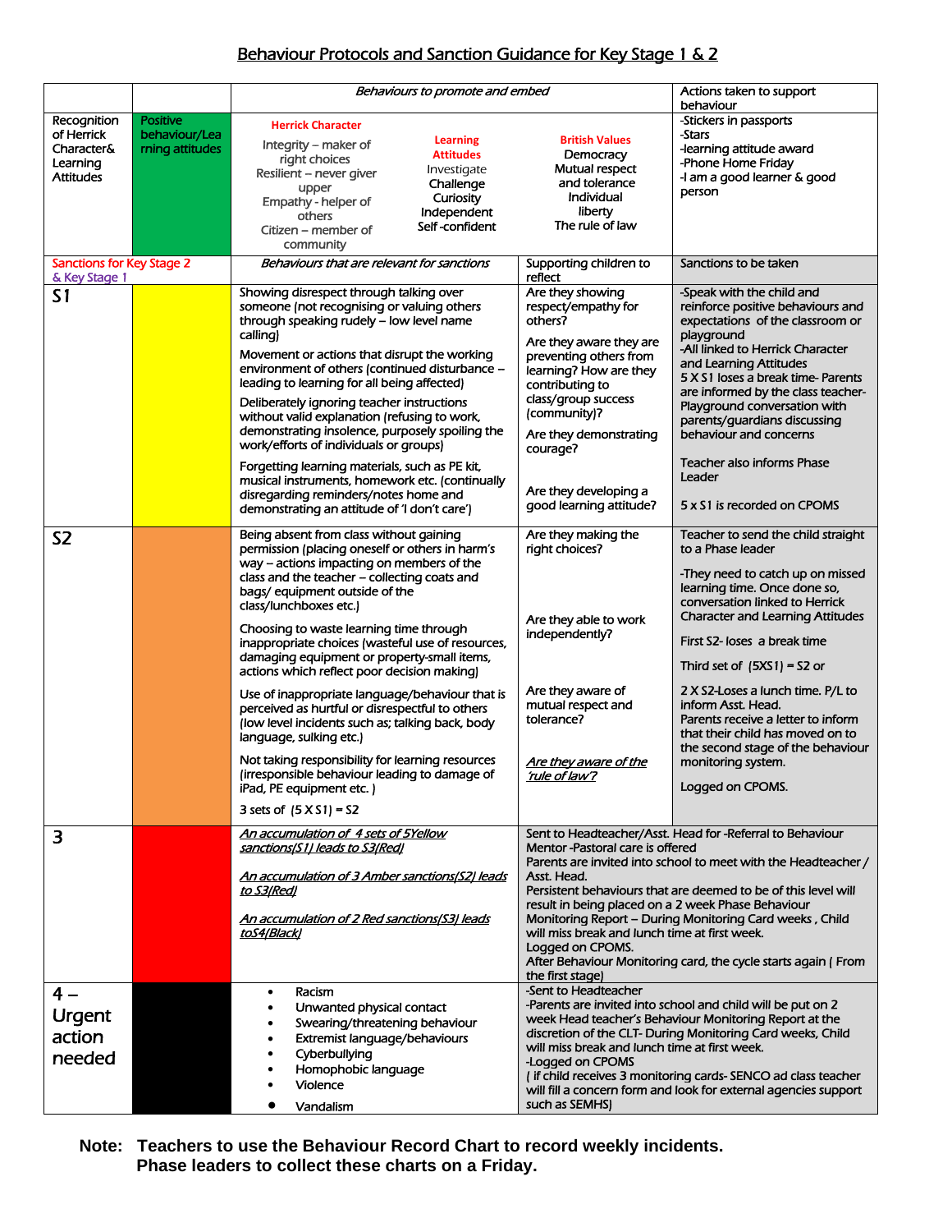# Behaviour Protocols and Sanction Guidance for Key Stage 1 & 2

| | | *Behaviours to promote and embed* | | Actions taken to support behaviour |
|---|---|---|---|---|
| Recognition of Herrick Character& Learning Attitudes | Positive behaviour/Learning attitudes | **Herrick Character**<br>Integrity – maker of right choices<br>Resilient – never giver upper<br>Empathy - helper of others<br>Citizen – member of community<br><br>**Learning Attitudes**<br>Investigate<br>Challenge<br>Curiosity<br>Independent<br>Self -confident<br><br>**British Values**<br>Democracy<br>Mutual respect and tolerance<br>Individual liberty<br>The rule of law | | -Stickers in passports<br>-Stars<br>-learning attitude award<br>-Phone Home Friday<br>-I am a good learner & good person |
| Sanctions for Key Stage 2 & Key Stage 1 | | *Behaviours that are relevant for sanctions* | Supporting children to reflect | Sanctions to be taken |
| **S1** | | Showing disrespect through talking over someone (not recognising or valuing others through speaking rudely – low level name calling)<br><br>Movement or actions that disrupt the working environment of others (continued disturbance – leading to learning for all being affected)<br><br>Deliberately ignoring teacher instructions without valid explanation (refusing to work, demonstrating insolence, purposely spoiling the work/efforts of individuals or groups)<br><br>Forgetting learning materials, such as PE kit, musical instruments, homework etc. (continually disregarding reminders/notes home and demonstrating an attitude of 'I don't care') | Are they showing respect/empathy for others?<br><br>Are they aware they are preventing others from learning? How are they contributing to class/group success (community)?<br><br>Are they demonstrating courage?<br><br>Are they developing a good learning attitude? | -Speak with the child and reinforce positive behaviours and expectations of the classroom or playground<br>-All linked to Herrick Character and Learning Attitudes<br>5 X S1 loses a break time- Parents are informed by the class teacher- Playground conversation with parents/guardians discussing behaviour and concerns<br><br>Teacher also informs Phase Leader<br><br>5 x S1 is recorded on CPOMS |
| **S2** | | Being absent from class without gaining permission (placing oneself or others in harm's way – actions impacting on members of the class and the teacher – collecting coats and bags/ equipment outside of the class/lunchboxes etc.)<br><br>Choosing to waste learning time through inappropriate choices (wasteful use of resources, damaging equipment or property-small items, actions which reflect poor decision making)<br><br>Use of inappropriate language/behaviour that is perceived as hurtful or disrespectful to others (low level incidents such as; talking back, body language, sulking etc.)<br><br>Not taking responsibility for learning resources (irresponsible behaviour leading to damage of iPad, PE equipment etc. )<br><br>3 sets of (5 X S1) = S2 | Are they making the right choices?<br><br>Are they able to work independently?<br><br>Are they aware of mutual respect and tolerance?<br><br>*Are they aware of the 'rule of law'?* | Teacher to send the child straight to a Phase leader<br><br>-They need to catch up on missed learning time. Once done so, conversation linked to Herrick Character and Learning Attitudes<br><br>First S2- loses a break time<br><br>Third set of (5XS1) = S2 or<br><br>2 X S2-Loses a lunch time. P/L to inform Asst. Head.<br>Parents receive a letter to inform that their child has moved on to the second stage of the behaviour monitoring system.<br><br>Logged on CPOMS. |
| **3** | | *An accumulation of 4 sets of 5Yellow sanctions(S1) leads to S3(Red)*<br><br>*An accumulation of 3 Amber sanctions(S2) leads to S3(Red)*<br><br>*An accumulation of 2 Red sanctions(S3) leads toS4(Black)* | Sent to Headteacher/Asst. Head for -Referral to Behaviour Mentor -Pastoral care is offered<br>Parents are invited into school to meet with the Headteacher / Asst. Head.<br>Persistent behaviours that are deemed to be of this level will result in being placed on a 2 week Phase Behaviour Monitoring Report – During Monitoring Card weeks , Child will miss break and lunch time at first week.<br>Logged on CPOMS.<br>After Behaviour Monitoring card, the cycle starts again ( From the first stage) | |
| **4 – Urgent action needed** | | • Racism<br>• Unwanted physical contact<br>• Swearing/threatening behaviour<br>• Extremist language/behaviours<br>• Cyberbullying<br>• Homophobic language<br>• Violence<br>• Vandalism | -Sent to Headteacher<br>-Parents are invited into school and child will be put on 2 week Head teacher's Behaviour Monitoring Report at the discretion of the CLT- During Monitoring Card weeks, Child will miss break and lunch time at first week.<br>-Logged on CPOMS<br>( if child receives 3 monitoring cards- SENCO ad class teacher will fill a concern form and look for external agencies support such as SEMHS) | |

**Note: Teachers to use the Behaviour Record Chart to record weekly incidents. Phase leaders to collect these charts on a Friday.**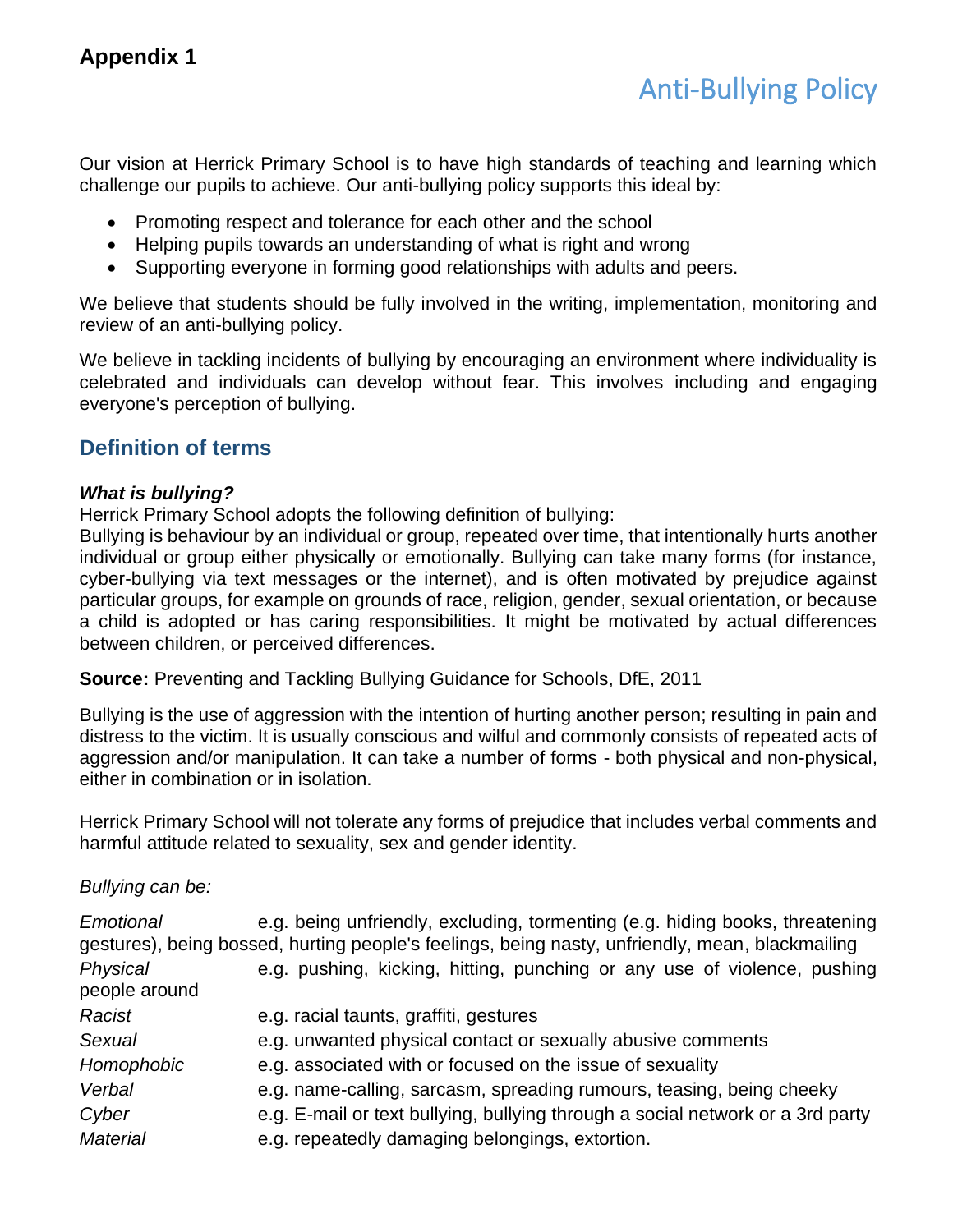**Appendix 1**

# Anti-Bullying Policy

Our vision at Herrick Primary School is to have high standards of teaching and learning which challenge our pupils to achieve. Our anti-bullying policy supports this ideal by:

- Promoting respect and tolerance for each other and the school
- Helping pupils towards an understanding of what is right and wrong
- Supporting everyone in forming good relationships with adults and peers.

We believe that students should be fully involved in the writing, implementation, monitoring and review of an anti-bullying policy.

We believe in tackling incidents of bullying by encouraging an environment where individuality is celebrated and individuals can develop without fear. This involves including and engaging everyone's perception of bullying.

## Definition of terms

***What is bullying?***

Herrick Primary School adopts the following definition of bullying:

Bullying is behaviour by an individual or group, repeated over time, that intentionally hurts another individual or group either physically or emotionally. Bullying can take many forms (for instance, cyber-bullying via text messages or the internet), and is often motivated by prejudice against particular groups, for example on grounds of race, religion, gender, sexual orientation, or because a child is adopted or has caring responsibilities. It might be motivated by actual differences between children, or perceived differences.

**Source:** Preventing and Tackling Bullying Guidance for Schools, DfE, 2011

Bullying is the use of aggression with the intention of hurting another person; resulting in pain and distress to the victim. It is usually conscious and wilful and commonly consists of repeated acts of aggression and/or manipulation. It can take a number of forms - both physical and non-physical, either in combination or in isolation.

Herrick Primary School will not tolerate any forms of prejudice that includes verbal comments and harmful attitude related to sexuality, sex and gender identity.

*Bullying can be:*

*Emotional* e.g. being unfriendly, excluding, tormenting (e.g. hiding books, threatening gestures), being bossed, hurting people's feelings, being nasty, unfriendly, mean, blackmailing

*Physical* e.g. pushing, kicking, hitting, punching or any use of violence, pushing people around

*Racist* e.g. racial taunts, graffiti, gestures

*Sexual* e.g. unwanted physical contact or sexually abusive comments

*Homophobic* e.g. associated with or focused on the issue of sexuality

*Verbal* e.g. name-calling, sarcasm, spreading rumours, teasing, being cheeky

*Cyber* e.g. E-mail or text bullying, bullying through a social network or a 3rd party

*Material* e.g. repeatedly damaging belongings, extortion.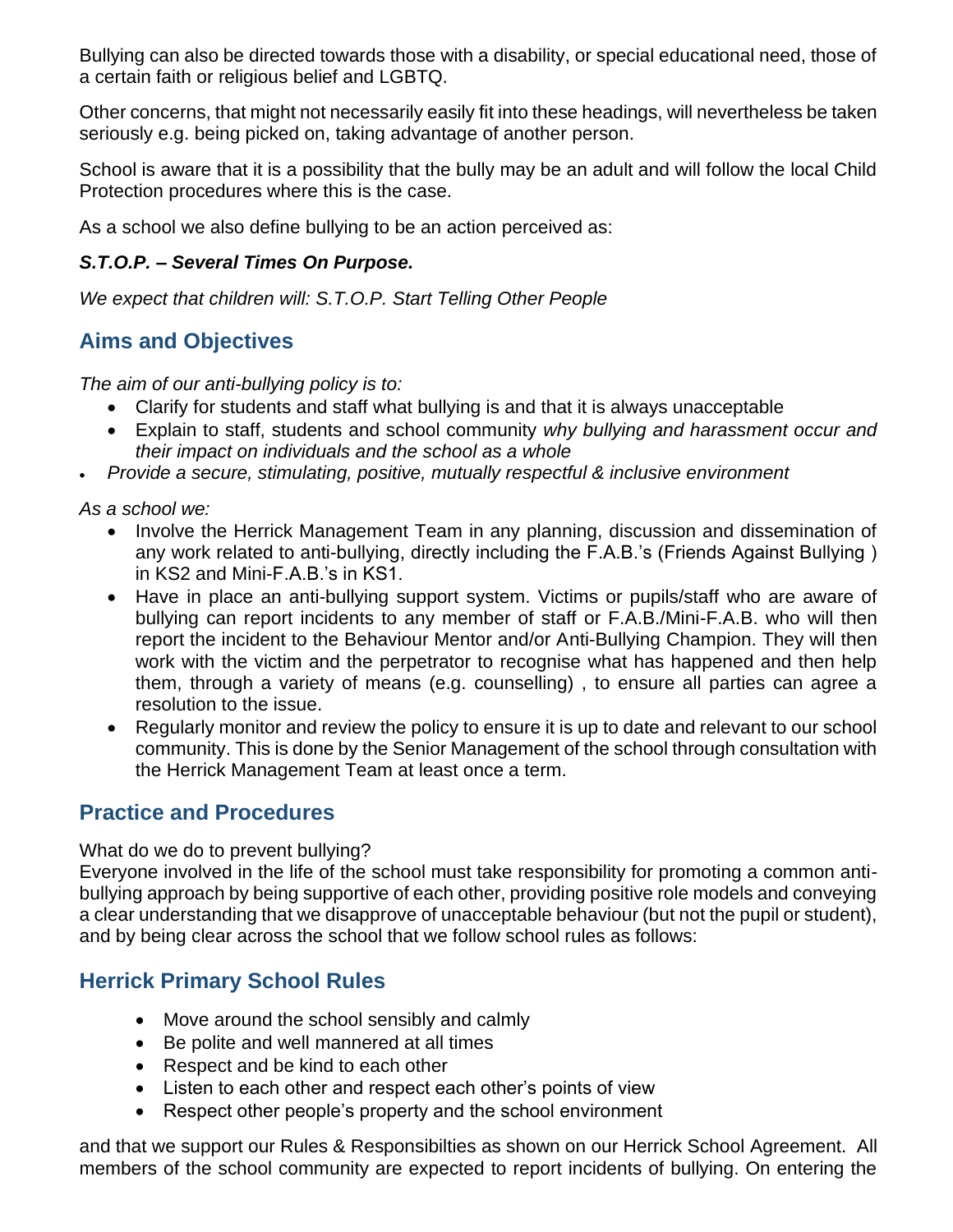Bullying can also be directed towards those with a disability, or special educational need, those of a certain faith or religious belief and LGBTQ.

Other concerns, that might not necessarily easily fit into these headings, will nevertheless be taken seriously e.g. being picked on, taking advantage of another person.

School is aware that it is a possibility that the bully may be an adult and will follow the local Child Protection procedures where this is the case.

As a school we also define bullying to be an action perceived as:

***S.T.O.P. – Several Times On Purpose.***

*We expect that children will: S.T.O.P. Start Telling Other People*

## Aims and Objectives

*The aim of our anti-bullying policy is to:*

- Clarify for students and staff what bullying is and that it is always unacceptable
- Explain to staff, students and school community *why bullying and harassment occur and their impact on individuals and the school as a whole*
- *Provide a secure, stimulating, positive, mutually respectful & inclusive environment*

*As a school we:*

- Involve the Herrick Management Team in any planning, discussion and dissemination of any work related to anti-bullying, directly including the F.A.B.'s (Friends Against Bullying ) in KS2 and Mini-F.A.B.'s in KS1.
- Have in place an anti-bullying support system. Victims or pupils/staff who are aware of bullying can report incidents to any member of staff or F.A.B./Mini-F.A.B. who will then report the incident to the Behaviour Mentor and/or Anti-Bullying Champion. They will then work with the victim and the perpetrator to recognise what has happened and then help them, through a variety of means (e.g. counselling) , to ensure all parties can agree a resolution to the issue.
- Regularly monitor and review the policy to ensure it is up to date and relevant to our school community. This is done by the Senior Management of the school through consultation with the Herrick Management Team at least once a term.

## Practice and Procedures

What do we do to prevent bullying?
Everyone involved in the life of the school must take responsibility for promoting a common anti-bullying approach by being supportive of each other, providing positive role models and conveying a clear understanding that we disapprove of unacceptable behaviour (but not the pupil or student), and by being clear across the school that we follow school rules as follows:

## Herrick Primary School Rules

- Move around the school sensibly and calmly
- Be polite and well mannered at all times
- Respect and be kind to each other
- Listen to each other and respect each other's points of view
- Respect other people's property and the school environment

and that we support our Rules & Responsibilties as shown on our Herrick School Agreement. All members of the school community are expected to report incidents of bullying. On entering the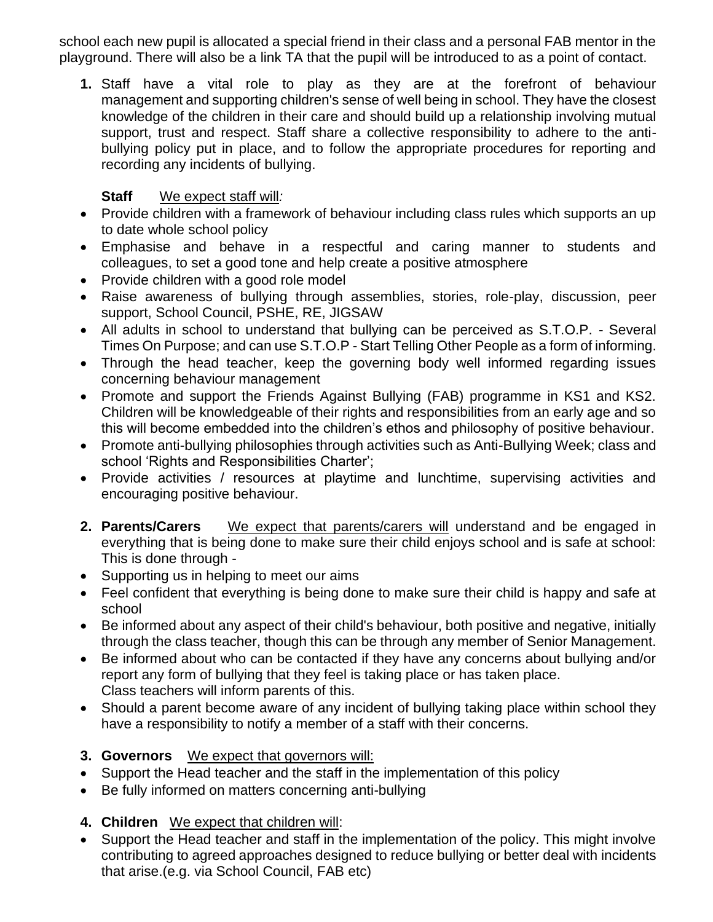school each new pupil is allocated a special friend in their class and a personal FAB mentor in the playground. There will also be a link TA that the pupil will be introduced to as a point of contact.

1. Staff have a vital role to play as they are at the forefront of behaviour management and supporting children's sense of well being in school. They have the closest knowledge of the children in their care and should build up a relationship involving mutual support, trust and respect. Staff share a collective responsibility to adhere to the anti-bullying policy put in place, and to follow the appropriate procedures for reporting and recording any incidents of bullying.

   **Staff** We expect staff will*:*

- Provide children with a framework of behaviour including class rules which supports an up to date whole school policy
- Emphasise and behave in a respectful and caring manner to students and colleagues, to set a good tone and help create a positive atmosphere
- Provide children with a good role model
- Raise awareness of bullying through assemblies, stories, role-play, discussion, peer support, School Council, PSHE, RE, JIGSAW
- All adults in school to understand that bullying can be perceived as S.T.O.P. - Several Times On Purpose; and can use S.T.O.P - Start Telling Other People as a form of informing.
- Through the head teacher, keep the governing body well informed regarding issues concerning behaviour management
- Promote and support the Friends Against Bullying (FAB) programme in KS1 and KS2. Children will be knowledgeable of their rights and responsibilities from an early age and so this will become embedded into the children's ethos and philosophy of positive behaviour.
- Promote anti-bullying philosophies through activities such as Anti-Bullying Week; class and school 'Rights and Responsibilities Charter';
- Provide activities / resources at playtime and lunchtime, supervising activities and encouraging positive behaviour.

2. **Parents/Carers** We expect that parents/carers will understand and be engaged in everything that is being done to make sure their child enjoys school and is safe at school: This is done through -

- Supporting us in helping to meet our aims
- Feel confident that everything is being done to make sure their child is happy and safe at school
- Be informed about any aspect of their child's behaviour, both positive and negative, initially through the class teacher, though this can be through any member of Senior Management.
- Be informed about who can be contacted if they have any concerns about bullying and/or report any form of bullying that they feel is taking place or has taken place.
  Class teachers will inform parents of this.
- Should a parent become aware of any incident of bullying taking place within school they have a responsibility to notify a member of a staff with their concerns.

3. **Governors** We expect that governors will:

- Support the Head teacher and the staff in the implementation of this policy
- Be fully informed on matters concerning anti-bullying

4. **Children** We expect that children will:

- Support the Head teacher and staff in the implementation of the policy. This might involve contributing to agreed approaches designed to reduce bullying or better deal with incidents that arise.(e.g. via School Council, FAB etc)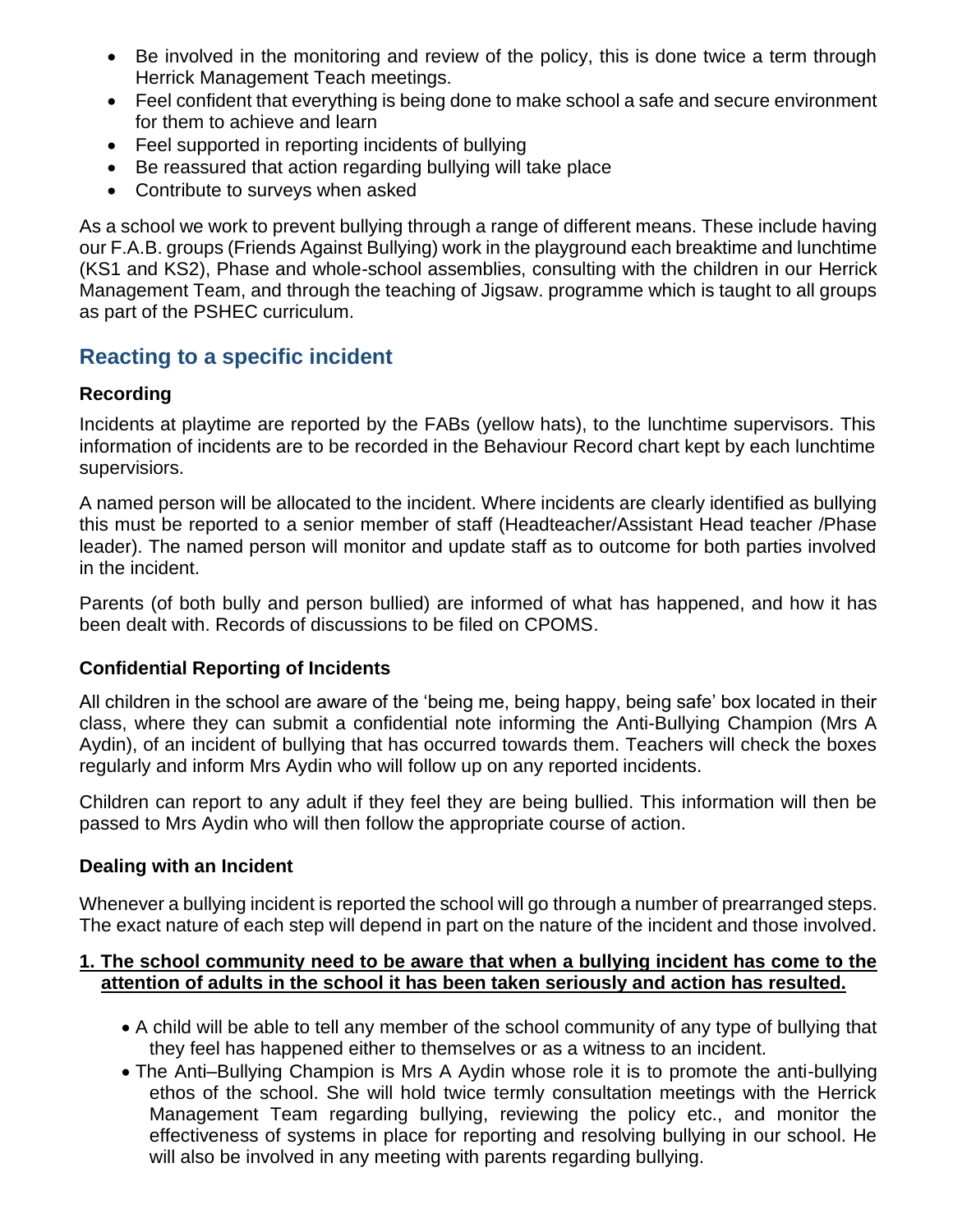- Be involved in the monitoring and review of the policy, this is done twice a term through Herrick Management Teach meetings.
- Feel confident that everything is being done to make school a safe and secure environment for them to achieve and learn
- Feel supported in reporting incidents of bullying
- Be reassured that action regarding bullying will take place
- Contribute to surveys when asked

As a school we work to prevent bullying through a range of different means. These include having our F.A.B. groups (Friends Against Bullying) work in the playground each breaktime and lunchtime (KS1 and KS2), Phase and whole-school assemblies, consulting with the children in our Herrick Management Team, and through the teaching of Jigsaw. programme which is taught to all groups as part of the PSHEC curriculum.

## Reacting to a specific incident

### Recording

Incidents at playtime are reported by the FABs (yellow hats), to the lunchtime supervisors. This information of incidents are to be recorded in the Behaviour Record chart kept by each lunchtime supervisiors.

A named person will be allocated to the incident. Where incidents are clearly identified as bullying this must be reported to a senior member of staff (Headteacher/Assistant Head teacher /Phase leader). The named person will monitor and update staff as to outcome for both parties involved in the incident.

Parents (of both bully and person bullied) are informed of what has happened, and how it has been dealt with. Records of discussions to be filed on CPOMS.

### Confidential Reporting of Incidents

All children in the school are aware of the 'being me, being happy, being safe' box located in their class, where they can submit a confidential note informing the Anti-Bullying Champion (Mrs A Aydin), of an incident of bullying that has occurred towards them. Teachers will check the boxes regularly and inform Mrs Aydin who will follow up on any reported incidents.

Children can report to any adult if they feel they are being bullied. This information will then be passed to Mrs Aydin who will then follow the appropriate course of action.

### Dealing with an Incident

Whenever a bullying incident is reported the school will go through a number of prearranged steps. The exact nature of each step will depend in part on the nature of the incident and those involved.

**1. The school community need to be aware that when a bullying incident has come to the attention of adults in the school it has been taken seriously and action has resulted.**

- A child will be able to tell any member of the school community of any type of bullying that they feel has happened either to themselves or as a witness to an incident.
- The Anti–Bullying Champion is Mrs A Aydin whose role it is to promote the anti-bullying ethos of the school. She will hold twice termly consultation meetings with the Herrick Management Team regarding bullying, reviewing the policy etc., and monitor the effectiveness of systems in place for reporting and resolving bullying in our school. He will also be involved in any meeting with parents regarding bullying.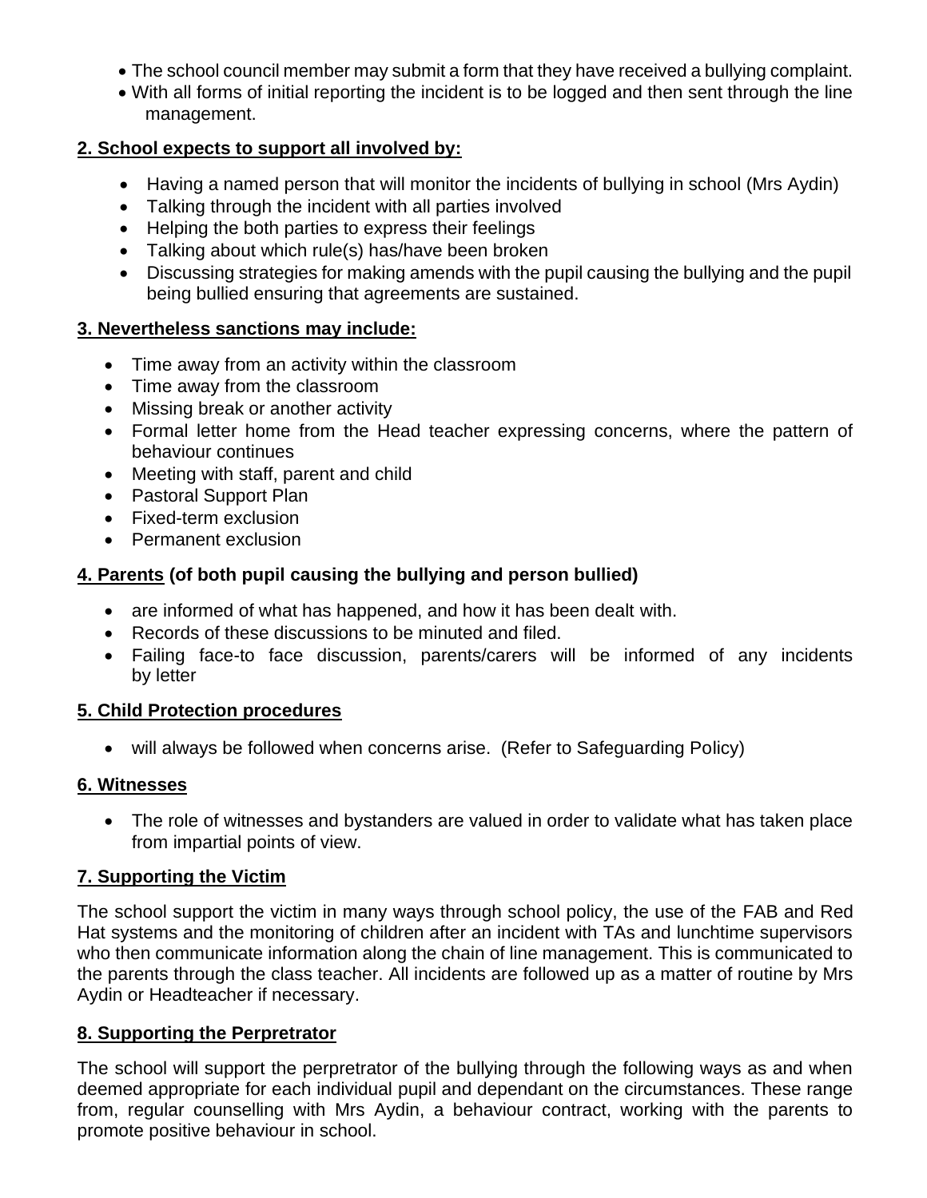- The school council member may submit a form that they have received a bullying complaint.
- With all forms of initial reporting the incident is to be logged and then sent through the line management.

**2. School expects to support all involved by:**

- Having a named person that will monitor the incidents of bullying in school (Mrs Aydin)
- Talking through the incident with all parties involved
- Helping the both parties to express their feelings
- Talking about which rule(s) has/have been broken
- Discussing strategies for making amends with the pupil causing the bullying and the pupil being bullied ensuring that agreements are sustained.

**3. Nevertheless sanctions may include:**

- Time away from an activity within the classroom
- Time away from the classroom
- Missing break or another activity
- Formal letter home from the Head teacher expressing concerns, where the pattern of behaviour continues
- Meeting with staff, parent and child
- Pastoral Support Plan
- Fixed-term exclusion
- Permanent exclusion

**4. Parents (of both pupil causing the bullying and person bullied)**

- are informed of what has happened, and how it has been dealt with.
- Records of these discussions to be minuted and filed.
- Failing face-to face discussion, parents/carers will be informed of any incidents by letter

**5. Child Protection procedures**

- will always be followed when concerns arise. (Refer to Safeguarding Policy)

**6. Witnesses**

- The role of witnesses and bystanders are valued in order to validate what has taken place from impartial points of view.

**7. Supporting the Victim**

The school support the victim in many ways through school policy, the use of the FAB and Red Hat systems and the monitoring of children after an incident with TAs and lunchtime supervisors who then communicate information along the chain of line management. This is communicated to the parents through the class teacher. All incidents are followed up as a matter of routine by Mrs Aydin or Headteacher if necessary.

**8. Supporting the Perpretrator**

The school will support the perpretrator of the bullying through the following ways as and when deemed appropriate for each individual pupil and dependant on the circumstances. These range from, regular counselling with Mrs Aydin, a behaviour contract, working with the parents to promote positive behaviour in school.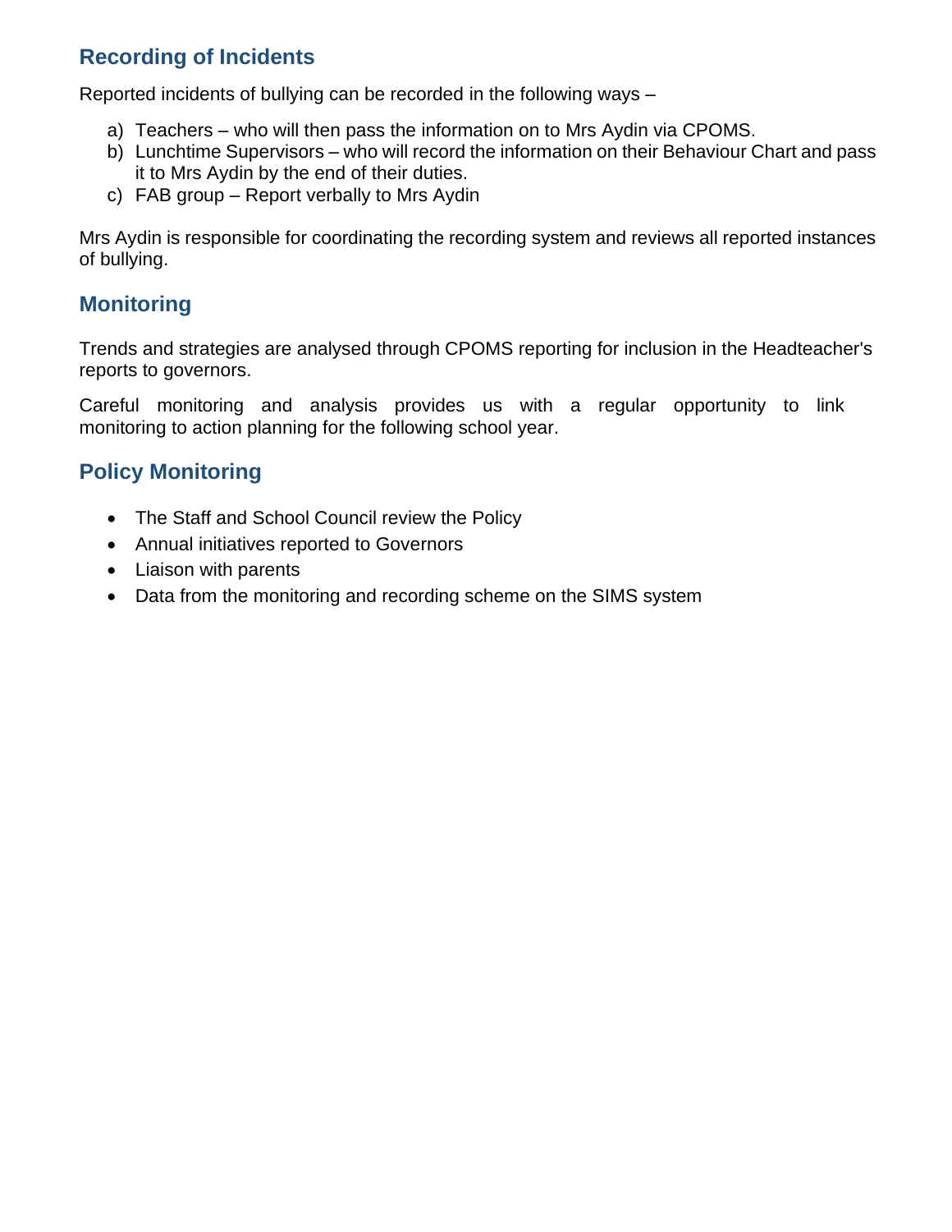## Recording of Incidents

Reported incidents of bullying can be recorded in the following ways –

a) Teachers – who will then pass the information on to Mrs Aydin via CPOMS.
b) Lunchtime Supervisors – who will record the information on their Behaviour Chart and pass it to Mrs Aydin by the end of their duties.
c) FAB group – Report verbally to Mrs Aydin

Mrs Aydin is responsible for coordinating the recording system and reviews all reported instances of bullying.

## Monitoring

Trends and strategies are analysed through CPOMS reporting for inclusion in the Headteacher's reports to governors.

Careful monitoring and analysis provides us with a regular opportunity to link monitoring to action planning for the following school year.

## Policy Monitoring

- The Staff and School Council review the Policy
- Annual initiatives reported to Governors
- Liaison with parents
- Data from the monitoring and recording scheme on the SIMS system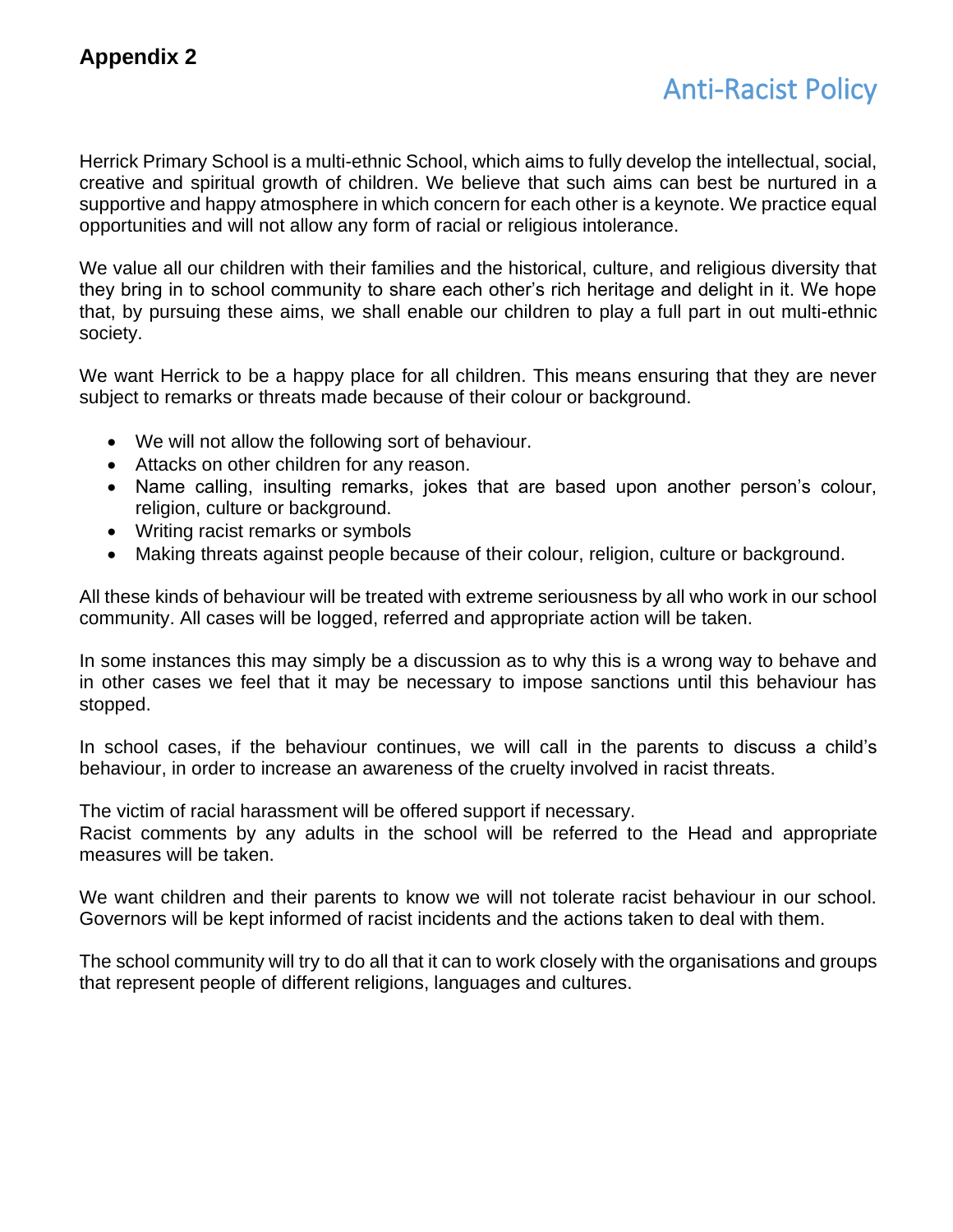**Appendix 2**

# Anti-Racist Policy

Herrick Primary School is a multi-ethnic School, which aims to fully develop the intellectual, social, creative and spiritual growth of children. We believe that such aims can best be nurtured in a supportive and happy atmosphere in which concern for each other is a keynote. We practice equal opportunities and will not allow any form of racial or religious intolerance.

We value all our children with their families and the historical, culture, and religious diversity that they bring in to school community to share each other's rich heritage and delight in it. We hope that, by pursuing these aims, we shall enable our children to play a full part in out multi-ethnic society.

We want Herrick to be a happy place for all children. This means ensuring that they are never subject to remarks or threats made because of their colour or background.

- We will not allow the following sort of behaviour.
- Attacks on other children for any reason.
- Name calling, insulting remarks, jokes that are based upon another person's colour, religion, culture or background.
- Writing racist remarks or symbols
- Making threats against people because of their colour, religion, culture or background.

All these kinds of behaviour will be treated with extreme seriousness by all who work in our school community. All cases will be logged, referred and appropriate action will be taken.

In some instances this may simply be a discussion as to why this is a wrong way to behave and in other cases we feel that it may be necessary to impose sanctions until this behaviour has stopped.

In school cases, if the behaviour continues, we will call in the parents to discuss a child's behaviour, in order to increase an awareness of the cruelty involved in racist threats.

The victim of racial harassment will be offered support if necessary.
Racist comments by any adults in the school will be referred to the Head and appropriate measures will be taken.

We want children and their parents to know we will not tolerate racist behaviour in our school. Governors will be kept informed of racist incidents and the actions taken to deal with them.

The school community will try to do all that it can to work closely with the organisations and groups that represent people of different religions, languages and cultures.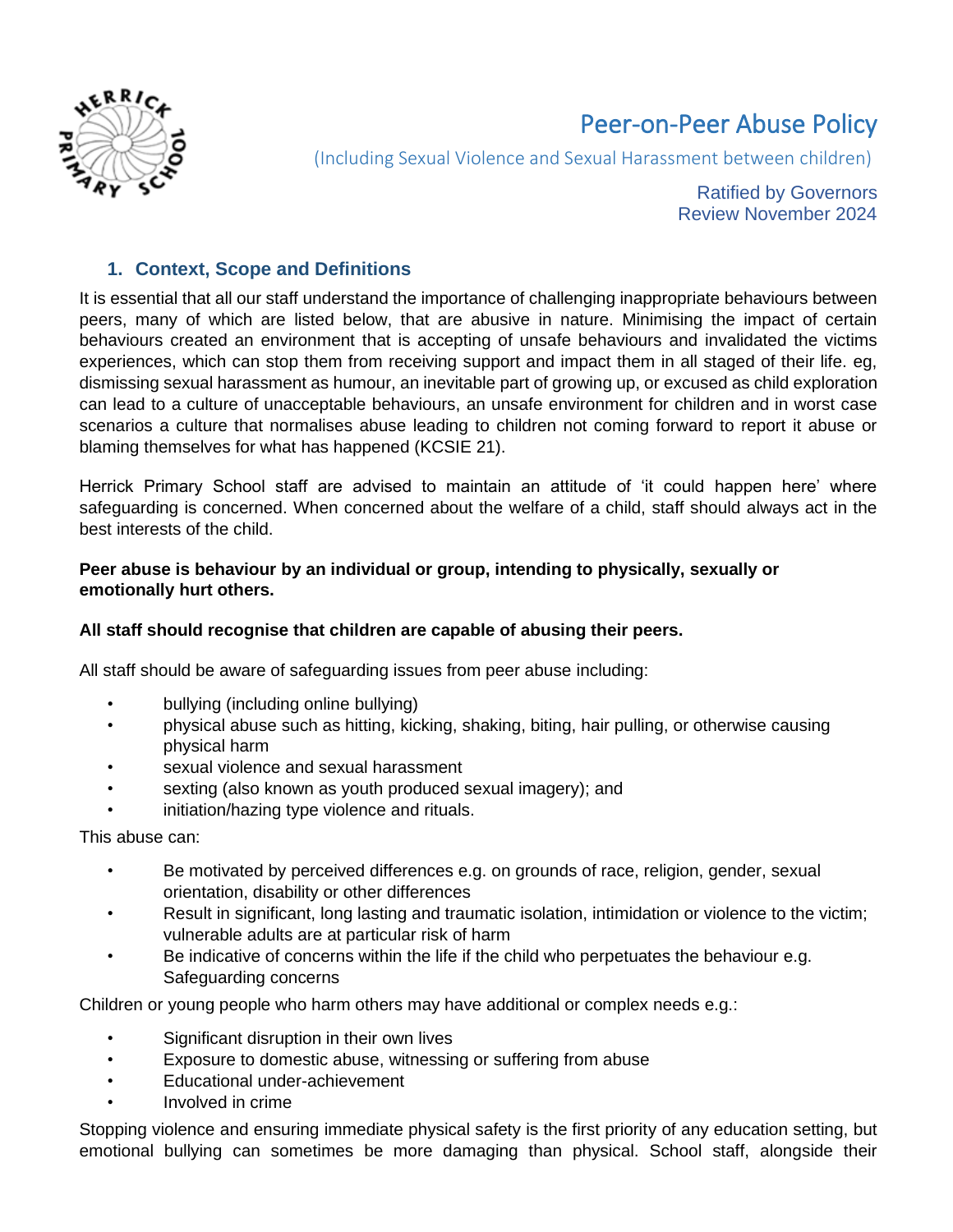# Peer-on-Peer Abuse Policy

(Including Sexual Violence and Sexual Harassment between children)

Ratified by Governors
Review November 2024

## 1. Context, Scope and Definitions

It is essential that all our staff understand the importance of challenging inappropriate behaviours between peers, many of which are listed below, that are abusive in nature. Minimising the impact of certain behaviours created an environment that is accepting of unsafe behaviours and invalidated the victims experiences, which can stop them from receiving support and impact them in all staged of their life. eg, dismissing sexual harassment as humour, an inevitable part of growing up, or excused as child exploration can lead to a culture of unacceptable behaviours, an unsafe environment for children and in worst case scenarios a culture that normalises abuse leading to children not coming forward to report it abuse or blaming themselves for what has happened (KCSIE 21).

Herrick Primary School staff are advised to maintain an attitude of 'it could happen here' where safeguarding is concerned. When concerned about the welfare of a child, staff should always act in the best interests of the child.

**Peer abuse is behaviour by an individual or group, intending to physically, sexually or emotionally hurt others.**

**All staff should recognise that children are capable of abusing their peers.**

All staff should be aware of safeguarding issues from peer abuse including:

- bullying (including online bullying)
- physical abuse such as hitting, kicking, shaking, biting, hair pulling, or otherwise causing physical harm
- sexual violence and sexual harassment
- sexting (also known as youth produced sexual imagery); and
- initiation/hazing type violence and rituals.

This abuse can:

- Be motivated by perceived differences e.g. on grounds of race, religion, gender, sexual orientation, disability or other differences
- Result in significant, long lasting and traumatic isolation, intimidation or violence to the victim; vulnerable adults are at particular risk of harm
- Be indicative of concerns within the life if the child who perpetuates the behaviour e.g. Safeguarding concerns

Children or young people who harm others may have additional or complex needs e.g.:

- Significant disruption in their own lives
- Exposure to domestic abuse, witnessing or suffering from abuse
- Educational under-achievement
- Involved in crime

Stopping violence and ensuring immediate physical safety is the first priority of any education setting, but emotional bullying can sometimes be more damaging than physical. School staff, alongside their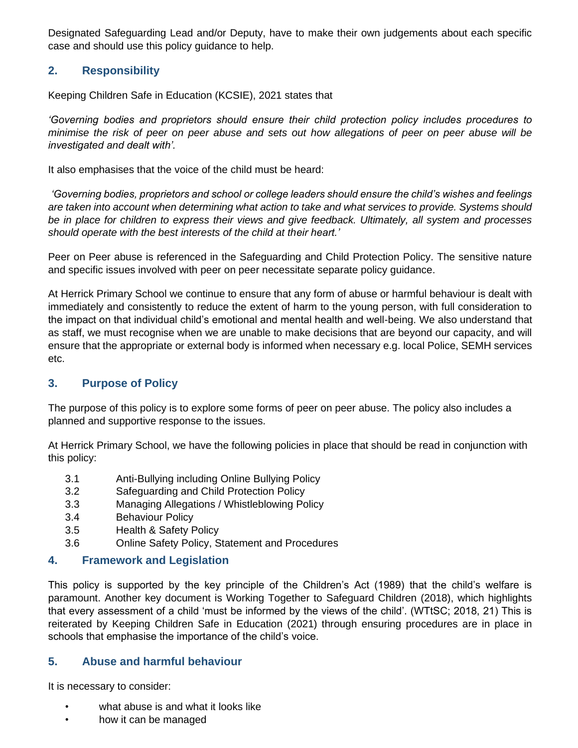Designated Safeguarding Lead and/or Deputy, have to make their own judgements about each specific case and should use this policy guidance to help.

## 2. Responsibility

Keeping Children Safe in Education (KCSIE), 2021 states that

*'Governing bodies and proprietors should ensure their child protection policy includes procedures to minimise the risk of peer on peer abuse and sets out how allegations of peer on peer abuse will be investigated and dealt with'.*

It also emphasises that the voice of the child must be heard:

*'Governing bodies, proprietors and school or college leaders should ensure the child's wishes and feelings are taken into account when determining what action to take and what services to provide. Systems should be in place for children to express their views and give feedback. Ultimately, all system and processes should operate with the best interests of the child at their heart.'*

Peer on Peer abuse is referenced in the Safeguarding and Child Protection Policy. The sensitive nature and specific issues involved with peer on peer necessitate separate policy guidance.

At Herrick Primary School we continue to ensure that any form of abuse or harmful behaviour is dealt with immediately and consistently to reduce the extent of harm to the young person, with full consideration to the impact on that individual child's emotional and mental health and well-being. We also understand that as staff, we must recognise when we are unable to make decisions that are beyond our capacity, and will ensure that the appropriate or external body is informed when necessary e.g. local Police, SEMH services etc.

## 3. Purpose of Policy

The purpose of this policy is to explore some forms of peer on peer abuse. The policy also includes a planned and supportive response to the issues.

At Herrick Primary School, we have the following policies in place that should be read in conjunction with this policy:

- 3.1 Anti-Bullying including Online Bullying Policy
- 3.2 Safeguarding and Child Protection Policy
- 3.3 Managing Allegations / Whistleblowing Policy
- 3.4 Behaviour Policy
- 3.5 Health & Safety Policy
- 3.6 Online Safety Policy, Statement and Procedures

## 4. Framework and Legislation

This policy is supported by the key principle of the Children's Act (1989) that the child's welfare is paramount. Another key document is Working Together to Safeguard Children (2018), which highlights that every assessment of a child 'must be informed by the views of the child'. (WTtSC; 2018, 21) This is reiterated by Keeping Children Safe in Education (2021) through ensuring procedures are in place in schools that emphasise the importance of the child's voice.

## 5. Abuse and harmful behaviour

It is necessary to consider:

- what abuse is and what it looks like
- how it can be managed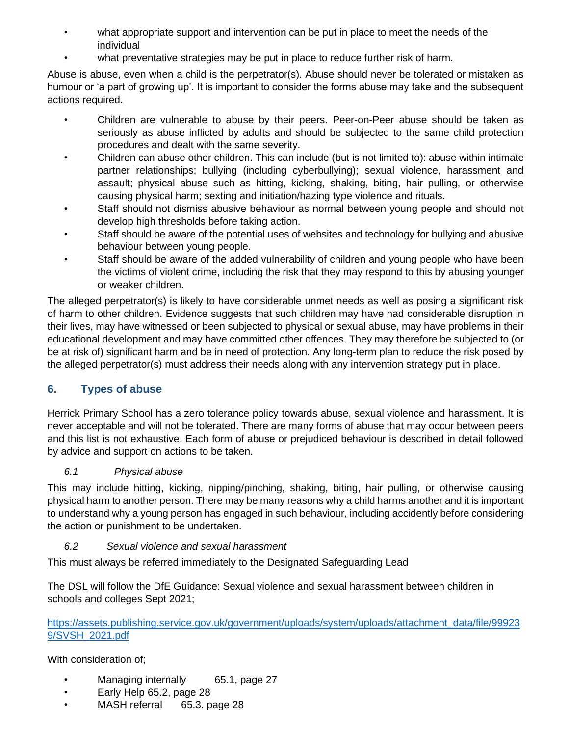- what appropriate support and intervention can be put in place to meet the needs of the individual
- what preventative strategies may be put in place to reduce further risk of harm.

Abuse is abuse, even when a child is the perpetrator(s). Abuse should never be tolerated or mistaken as humour or 'a part of growing up'. It is important to consider the forms abuse may take and the subsequent actions required.

- Children are vulnerable to abuse by their peers. Peer-on-Peer abuse should be taken as seriously as abuse inflicted by adults and should be subjected to the same child protection procedures and dealt with the same severity.
- Children can abuse other children. This can include (but is not limited to): abuse within intimate partner relationships; bullying (including cyberbullying); sexual violence, harassment and assault; physical abuse such as hitting, kicking, shaking, biting, hair pulling, or otherwise causing physical harm; sexting and initiation/hazing type violence and rituals.
- Staff should not dismiss abusive behaviour as normal between young people and should not develop high thresholds before taking action.
- Staff should be aware of the potential uses of websites and technology for bullying and abusive behaviour between young people.
- Staff should be aware of the added vulnerability of children and young people who have been the victims of violent crime, including the risk that they may respond to this by abusing younger or weaker children.

The alleged perpetrator(s) is likely to have considerable unmet needs as well as posing a significant risk of harm to other children. Evidence suggests that such children may have had considerable disruption in their lives, may have witnessed or been subjected to physical or sexual abuse, may have problems in their educational development and may have committed other offences. They may therefore be subjected to (or be at risk of) significant harm and be in need of protection. Any long-term plan to reduce the risk posed by the alleged perpetrator(s) must address their needs along with any intervention strategy put in place.

## 6. Types of abuse

Herrick Primary School has a zero tolerance policy towards abuse, sexual violence and harassment. It is never acceptable and will not be tolerated. There are many forms of abuse that may occur between peers and this list is not exhaustive. Each form of abuse or prejudiced behaviour is described in detail followed by advice and support on actions to be taken.

### *6.1 Physical abuse*

This may include hitting, kicking, nipping/pinching, shaking, biting, hair pulling, or otherwise causing physical harm to another person. There may be many reasons why a child harms another and it is important to understand why a young person has engaged in such behaviour, including accidently before considering the action or punishment to be undertaken.

### *6.2 Sexual violence and sexual harassment*

This must always be referred immediately to the Designated Safeguarding Lead

The DSL will follow the DfE Guidance: Sexual violence and sexual harassment between children in schools and colleges Sept 2021;

[https://assets.publishing.service.gov.uk/government/uploads/system/uploads/attachment_data/file/999239/SVSH_2021.pdf](https://assets.publishing.service.gov.uk/government/uploads/system/uploads/attachment_data/file/999239/SVSH_2021.pdf)

With consideration of;

- Managing internally 65.1, page 27
- Early Help 65.2, page 28
- MASH referral 65.3. page 28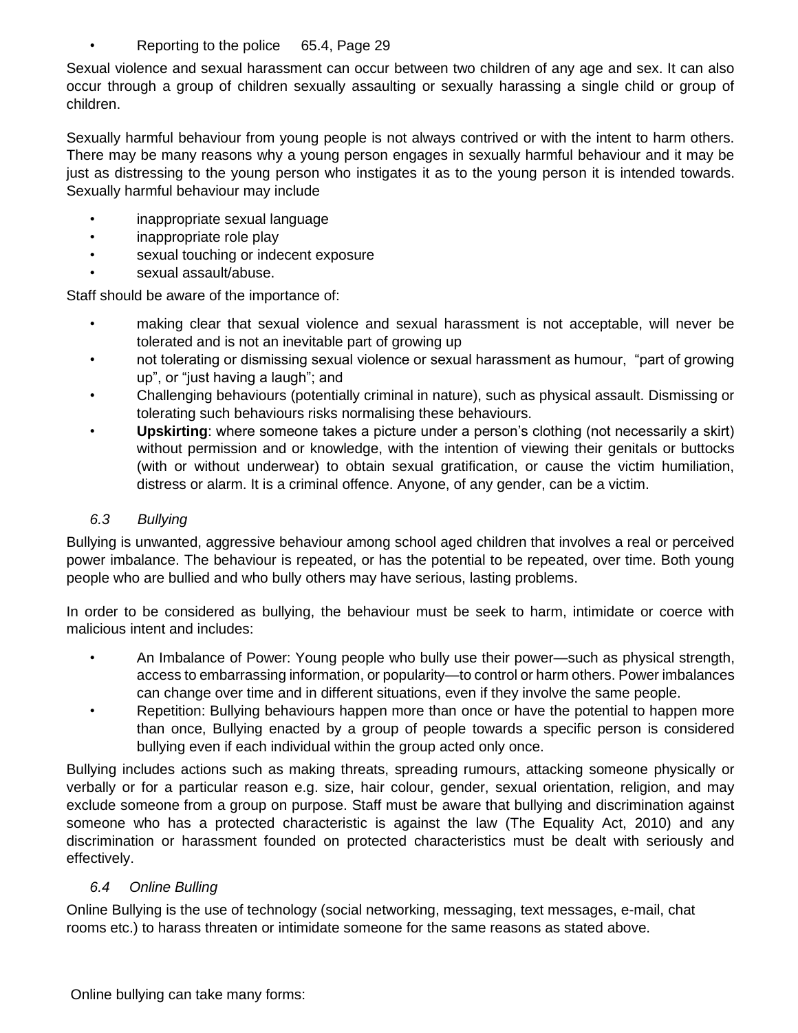- Reporting to the police 65.4, Page 29

Sexual violence and sexual harassment can occur between two children of any age and sex. It can also occur through a group of children sexually assaulting or sexually harassing a single child or group of children.

Sexually harmful behaviour from young people is not always contrived or with the intent to harm others. There may be many reasons why a young person engages in sexually harmful behaviour and it may be just as distressing to the young person who instigates it as to the young person it is intended towards. Sexually harmful behaviour may include

- inappropriate sexual language
- inappropriate role play
- sexual touching or indecent exposure
- sexual assault/abuse.

Staff should be aware of the importance of:

- making clear that sexual violence and sexual harassment is not acceptable, will never be tolerated and is not an inevitable part of growing up
- not tolerating or dismissing sexual violence or sexual harassment as humour, "part of growing up", or "just having a laugh"; and
- Challenging behaviours (potentially criminal in nature), such as physical assault. Dismissing or tolerating such behaviours risks normalising these behaviours.
- **Upskirting**: where someone takes a picture under a person's clothing (not necessarily a skirt) without permission and or knowledge, with the intention of viewing their genitals or buttocks (with or without underwear) to obtain sexual gratification, or cause the victim humiliation, distress or alarm. It is a criminal offence. Anyone, of any gender, can be a victim.

### *6.3 Bullying*

Bullying is unwanted, aggressive behaviour among school aged children that involves a real or perceived power imbalance. The behaviour is repeated, or has the potential to be repeated, over time. Both young people who are bullied and who bully others may have serious, lasting problems.

In order to be considered as bullying, the behaviour must be seek to harm, intimidate or coerce with malicious intent and includes:

- An Imbalance of Power: Young people who bully use their power—such as physical strength, access to embarrassing information, or popularity—to control or harm others. Power imbalances can change over time and in different situations, even if they involve the same people.
- Repetition: Bullying behaviours happen more than once or have the potential to happen more than once, Bullying enacted by a group of people towards a specific person is considered bullying even if each individual within the group acted only once.

Bullying includes actions such as making threats, spreading rumours, attacking someone physically or verbally or for a particular reason e.g. size, hair colour, gender, sexual orientation, religion, and may exclude someone from a group on purpose. Staff must be aware that bullying and discrimination against someone who has a protected characteristic is against the law (The Equality Act, 2010) and any discrimination or harassment founded on protected characteristics must be dealt with seriously and effectively.

### *6.4 Online Bulling*

Online Bullying is the use of technology (social networking, messaging, text messages, e-mail, chat rooms etc.) to harass threaten or intimidate someone for the same reasons as stated above.

Online bullying can take many forms: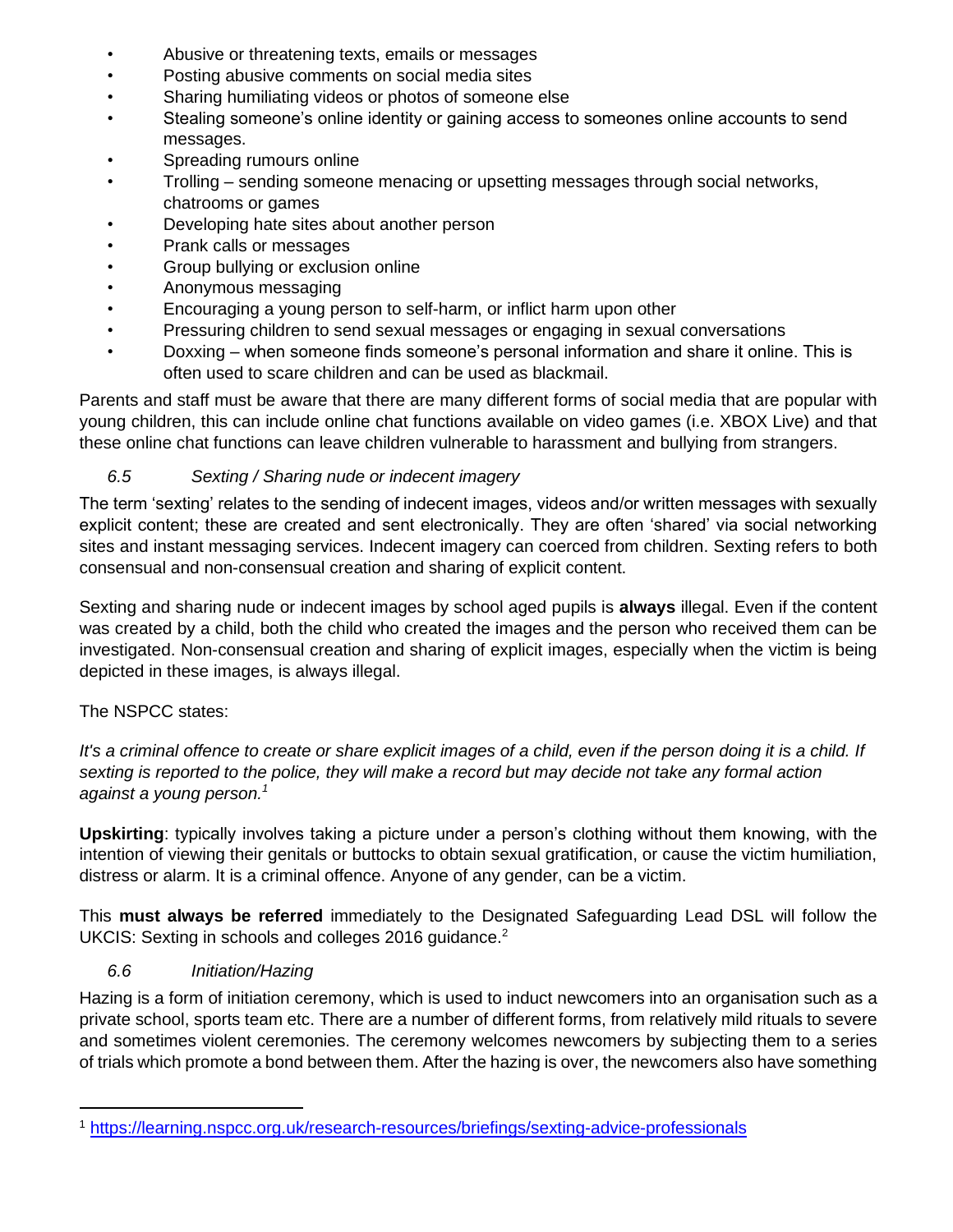- Abusive or threatening texts, emails or messages
- Posting abusive comments on social media sites
- Sharing humiliating videos or photos of someone else
- Stealing someone's online identity or gaining access to someones online accounts to send messages.
- Spreading rumours online
- Trolling – sending someone menacing or upsetting messages through social networks, chatrooms or games
- Developing hate sites about another person
- Prank calls or messages
- Group bullying or exclusion online
- Anonymous messaging
- Encouraging a young person to self-harm, or inflict harm upon other
- Pressuring children to send sexual messages or engaging in sexual conversations
- Doxxing – when someone finds someone's personal information and share it online. This is often used to scare children and can be used as blackmail.

Parents and staff must be aware that there are many different forms of social media that are popular with young children, this can include online chat functions available on video games (i.e. XBOX Live) and that these online chat functions can leave children vulnerable to harassment and bullying from strangers.

### *6.5 Sexting / Sharing nude or indecent imagery*

The term 'sexting' relates to the sending of indecent images, videos and/or written messages with sexually explicit content; these are created and sent electronically. They are often 'shared' via social networking sites and instant messaging services. Indecent imagery can coerced from children. Sexting refers to both consensual and non-consensual creation and sharing of explicit content.

Sexting and sharing nude or indecent images by school aged pupils is **always** illegal. Even if the content was created by a child, both the child who created the images and the person who received them can be investigated. Non-consensual creation and sharing of explicit images, especially when the victim is being depicted in these images, is always illegal.

The NSPCC states:

*It's a criminal offence to create or share explicit images of a child, even if the person doing it is a child. If sexting is reported to the police, they will make a record but may decide not take any formal action against a young person.*[1]

**Upskirting**: typically involves taking a picture under a person's clothing without them knowing, with the intention of viewing their genitals or buttocks to obtain sexual gratification, or cause the victim humiliation, distress or alarm. It is a criminal offence. Anyone of any gender, can be a victim.

This **must always be referred** immediately to the Designated Safeguarding Lead DSL will follow the UKCIS: Sexting in schools and colleges 2016 guidance.[2]

### *6.6 Initiation/Hazing*

Hazing is a form of initiation ceremony, which is used to induct newcomers into an organisation such as a private school, sports team etc. There are a number of different forms, from relatively mild rituals to severe and sometimes violent ceremonies. The ceremony welcomes newcomers by subjecting them to a series of trials which promote a bond between them. After the hazing is over, the newcomers also have something

---

[1] https://learning.nspcc.org.uk/research-resources/briefings/sexting-advice-professionals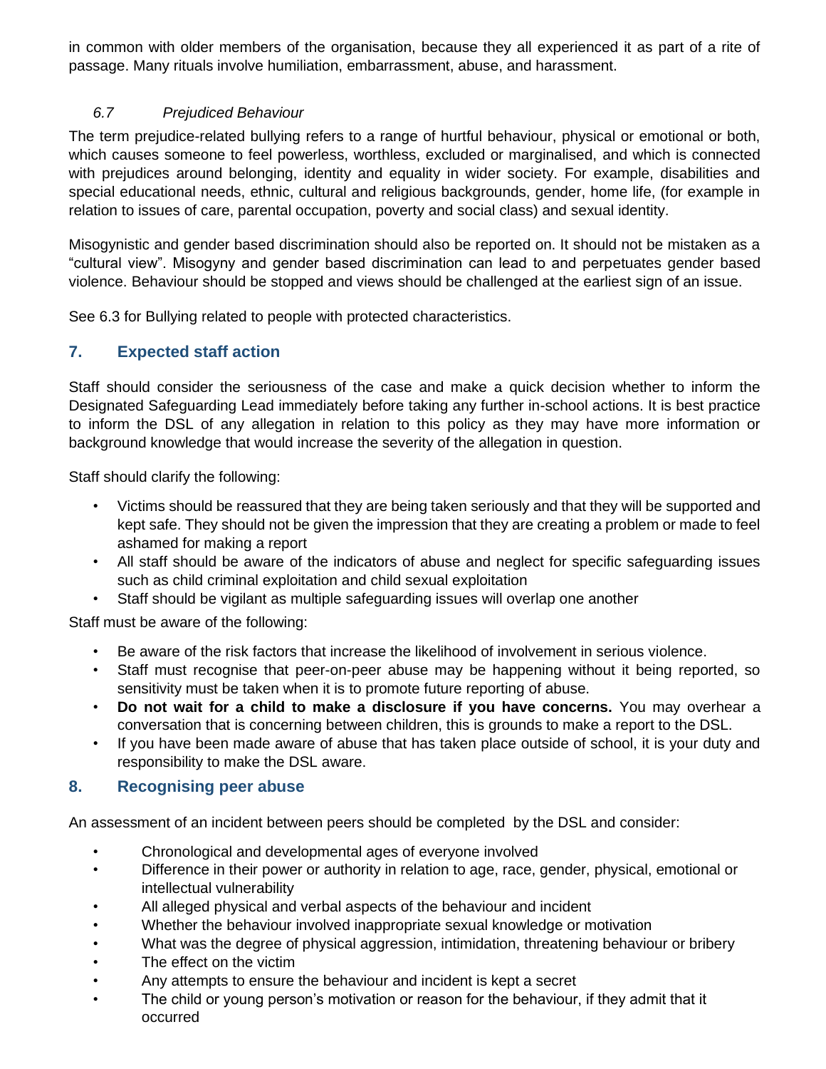in common with older members of the organisation, because they all experienced it as part of a rite of passage. Many rituals involve humiliation, embarrassment, abuse, and harassment.

### *6.7 Prejudiced Behaviour*

The term prejudice-related bullying refers to a range of hurtful behaviour, physical or emotional or both, which causes someone to feel powerless, worthless, excluded or marginalised, and which is connected with prejudices around belonging, identity and equality in wider society. For example, disabilities and special educational needs, ethnic, cultural and religious backgrounds, gender, home life, (for example in relation to issues of care, parental occupation, poverty and social class) and sexual identity.

Misogynistic and gender based discrimination should also be reported on. It should not be mistaken as a "cultural view". Misogyny and gender based discrimination can lead to and perpetuates gender based violence. Behaviour should be stopped and views should be challenged at the earliest sign of an issue.

See 6.3 for Bullying related to people with protected characteristics.

## 7. Expected staff action

Staff should consider the seriousness of the case and make a quick decision whether to inform the Designated Safeguarding Lead immediately before taking any further in-school actions. It is best practice to inform the DSL of any allegation in relation to this policy as they may have more information or background knowledge that would increase the severity of the allegation in question.

Staff should clarify the following:

- Victims should be reassured that they are being taken seriously and that they will be supported and kept safe. They should not be given the impression that they are creating a problem or made to feel ashamed for making a report
- All staff should be aware of the indicators of abuse and neglect for specific safeguarding issues such as child criminal exploitation and child sexual exploitation
- Staff should be vigilant as multiple safeguarding issues will overlap one another

Staff must be aware of the following:

- Be aware of the risk factors that increase the likelihood of involvement in serious violence.
- Staff must recognise that peer-on-peer abuse may be happening without it being reported, so sensitivity must be taken when it is to promote future reporting of abuse.
- **Do not wait for a child to make a disclosure if you have concerns.** You may overhear a conversation that is concerning between children, this is grounds to make a report to the DSL.
- If you have been made aware of abuse that has taken place outside of school, it is your duty and responsibility to make the DSL aware.

## 8. Recognising peer abuse

An assessment of an incident between peers should be completed by the DSL and consider:

- Chronological and developmental ages of everyone involved
- Difference in their power or authority in relation to age, race, gender, physical, emotional or intellectual vulnerability
- All alleged physical and verbal aspects of the behaviour and incident
- Whether the behaviour involved inappropriate sexual knowledge or motivation
- What was the degree of physical aggression, intimidation, threatening behaviour or bribery
- The effect on the victim
- Any attempts to ensure the behaviour and incident is kept a secret
- The child or young person's motivation or reason for the behaviour, if they admit that it occurred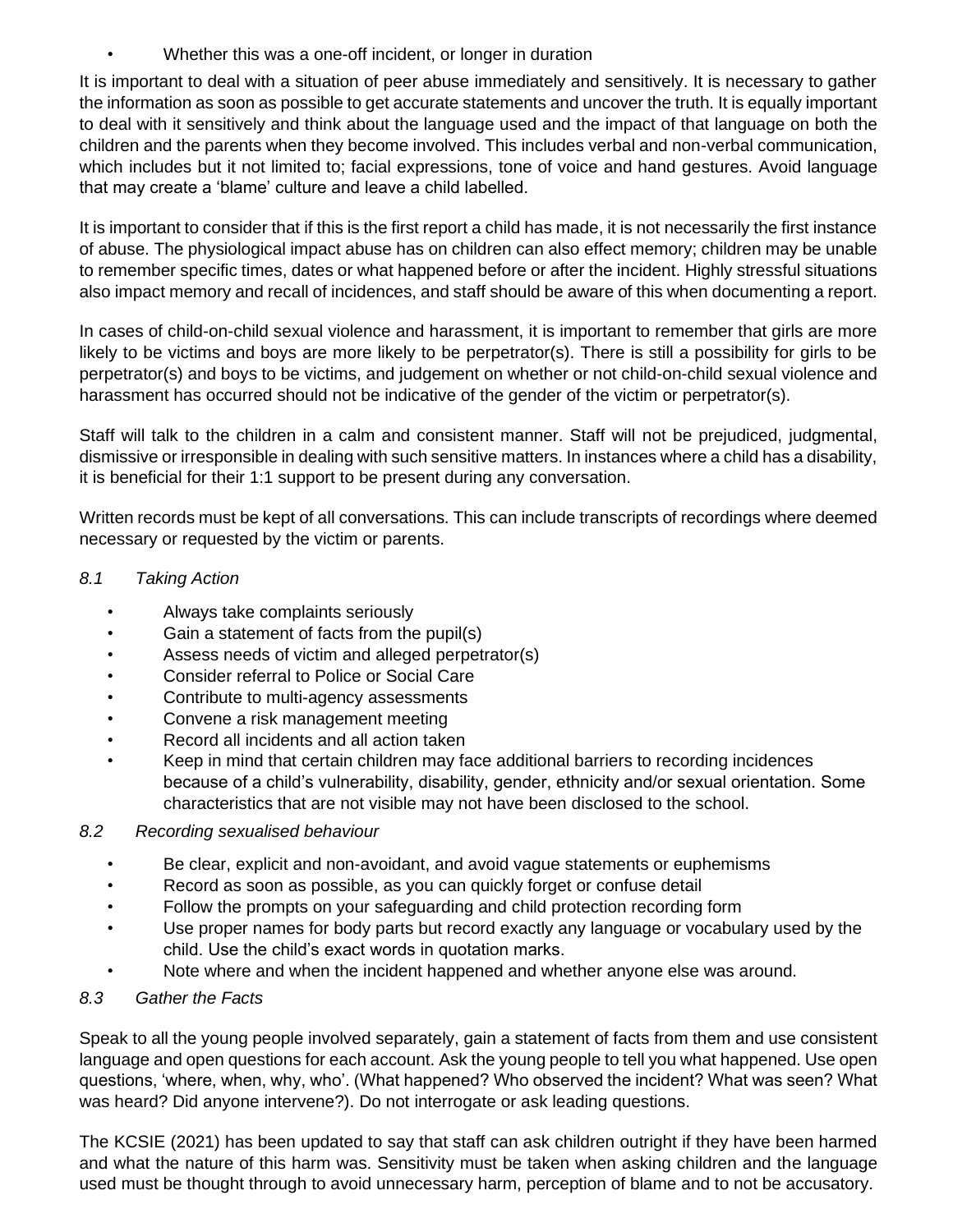- Whether this was a one-off incident, or longer in duration

It is important to deal with a situation of peer abuse immediately and sensitively. It is necessary to gather the information as soon as possible to get accurate statements and uncover the truth. It is equally important to deal with it sensitively and think about the language used and the impact of that language on both the children and the parents when they become involved. This includes verbal and non-verbal communication, which includes but it not limited to; facial expressions, tone of voice and hand gestures. Avoid language that may create a 'blame' culture and leave a child labelled.

It is important to consider that if this is the first report a child has made, it is not necessarily the first instance of abuse. The physiological impact abuse has on children can also effect memory; children may be unable to remember specific times, dates or what happened before or after the incident. Highly stressful situations also impact memory and recall of incidences, and staff should be aware of this when documenting a report.

In cases of child-on-child sexual violence and harassment, it is important to remember that girls are more likely to be victims and boys are more likely to be perpetrator(s). There is still a possibility for girls to be perpetrator(s) and boys to be victims, and judgement on whether or not child-on-child sexual violence and harassment has occurred should not be indicative of the gender of the victim or perpetrator(s).

Staff will talk to the children in a calm and consistent manner. Staff will not be prejudiced, judgmental, dismissive or irresponsible in dealing with such sensitive matters. In instances where a child has a disability, it is beneficial for their 1:1 support to be present during any conversation.

Written records must be kept of all conversations. This can include transcripts of recordings where deemed necessary or requested by the victim or parents.

### *8.1 Taking Action*

- Always take complaints seriously
- Gain a statement of facts from the pupil(s)
- Assess needs of victim and alleged perpetrator(s)
- Consider referral to Police or Social Care
- Contribute to multi-agency assessments
- Convene a risk management meeting
- Record all incidents and all action taken
- Keep in mind that certain children may face additional barriers to recording incidences because of a child's vulnerability, disability, gender, ethnicity and/or sexual orientation. Some characteristics that are not visible may not have been disclosed to the school.

### *8.2 Recording sexualised behaviour*

- Be clear, explicit and non-avoidant, and avoid vague statements or euphemisms
- Record as soon as possible, as you can quickly forget or confuse detail
- Follow the prompts on your safeguarding and child protection recording form
- Use proper names for body parts but record exactly any language or vocabulary used by the child. Use the child's exact words in quotation marks.
- Note where and when the incident happened and whether anyone else was around.

### *8.3 Gather the Facts*

Speak to all the young people involved separately, gain a statement of facts from them and use consistent language and open questions for each account. Ask the young people to tell you what happened. Use open questions, 'where, when, why, who'. (What happened? Who observed the incident? What was seen? What was heard? Did anyone intervene?). Do not interrogate or ask leading questions.

The KCSIE (2021) has been updated to say that staff can ask children outright if they have been harmed and what the nature of this harm was. Sensitivity must be taken when asking children and the language used must be thought through to avoid unnecessary harm, perception of blame and to not be accusatory.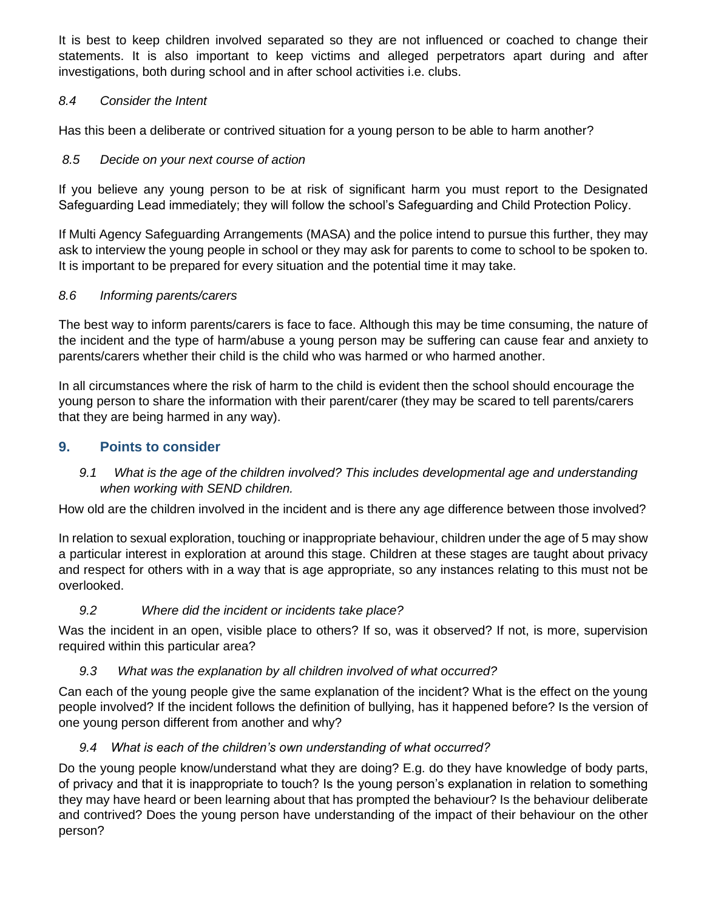It is best to keep children involved separated so they are not influenced or coached to change their statements. It is also important to keep victims and alleged perpetrators apart during and after investigations, both during school and in after school activities i.e. clubs.

*8.4 Consider the Intent*

Has this been a deliberate or contrived situation for a young person to be able to harm another?

*8.5 Decide on your next course of action*

If you believe any young person to be at risk of significant harm you must report to the Designated Safeguarding Lead immediately; they will follow the school's Safeguarding and Child Protection Policy.

If Multi Agency Safeguarding Arrangements (MASA) and the police intend to pursue this further, they may ask to interview the young people in school or they may ask for parents to come to school to be spoken to. It is important to be prepared for every situation and the potential time it may take.

*8.6 Informing parents/carers*

The best way to inform parents/carers is face to face. Although this may be time consuming, the nature of the incident and the type of harm/abuse a young person may be suffering can cause fear and anxiety to parents/carers whether their child is the child who was harmed or who harmed another.

In all circumstances where the risk of harm to the child is evident then the school should encourage the young person to share the information with their parent/carer (they may be scared to tell parents/carers that they are being harmed in any way).

## 9. Points to consider

*9.1 What is the age of the children involved? This includes developmental age and understanding when working with SEND children.*

How old are the children involved in the incident and is there any age difference between those involved?

In relation to sexual exploration, touching or inappropriate behaviour, children under the age of 5 may show a particular interest in exploration at around this stage. Children at these stages are taught about privacy and respect for others with in a way that is age appropriate, so any instances relating to this must not be overlooked.

*9.2 Where did the incident or incidents take place?*

Was the incident in an open, visible place to others? If so, was it observed? If not, is more, supervision required within this particular area?

*9.3 What was the explanation by all children involved of what occurred?*

Can each of the young people give the same explanation of the incident? What is the effect on the young people involved? If the incident follows the definition of bullying, has it happened before? Is the version of one young person different from another and why?

*9.4 What is each of the children's own understanding of what occurred?*

Do the young people know/understand what they are doing? E.g. do they have knowledge of body parts, of privacy and that it is inappropriate to touch? Is the young person's explanation in relation to something they may have heard or been learning about that has prompted the behaviour? Is the behaviour deliberate and contrived? Does the young person have understanding of the impact of their behaviour on the other person?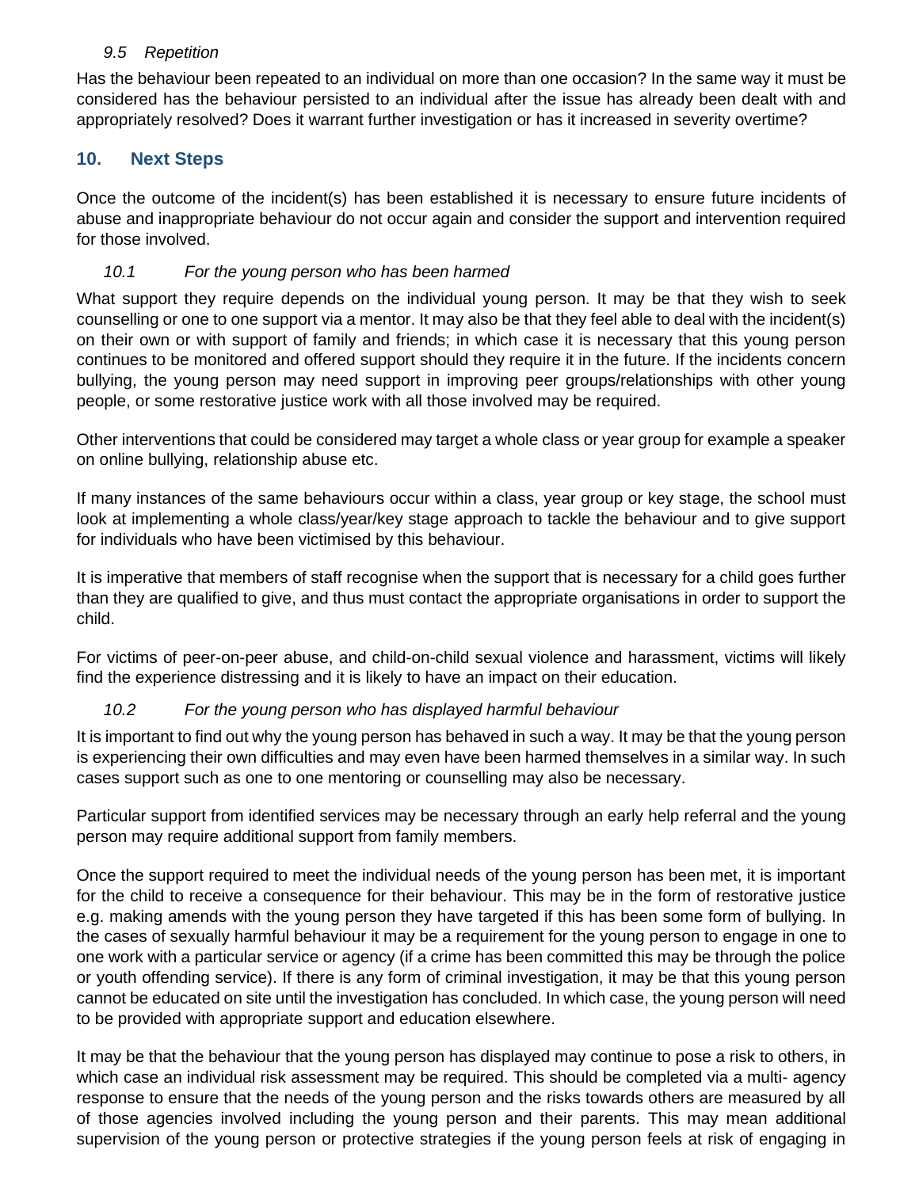*9.5 Repetition*

Has the behaviour been repeated to an individual on more than one occasion? In the same way it must be considered has the behaviour persisted to an individual after the issue has already been dealt with and appropriately resolved? Does it warrant further investigation or has it increased in severity overtime?

## 10. Next Steps

Once the outcome of the incident(s) has been established it is necessary to ensure future incidents of abuse and inappropriate behaviour do not occur again and consider the support and intervention required for those involved.

*10.1 For the young person who has been harmed*

What support they require depends on the individual young person. It may be that they wish to seek counselling or one to one support via a mentor. It may also be that they feel able to deal with the incident(s) on their own or with support of family and friends; in which case it is necessary that this young person continues to be monitored and offered support should they require it in the future. If the incidents concern bullying, the young person may need support in improving peer groups/relationships with other young people, or some restorative justice work with all those involved may be required.

Other interventions that could be considered may target a whole class or year group for example a speaker on online bullying, relationship abuse etc.

If many instances of the same behaviours occur within a class, year group or key stage, the school must look at implementing a whole class/year/key stage approach to tackle the behaviour and to give support for individuals who have been victimised by this behaviour.

It is imperative that members of staff recognise when the support that is necessary for a child goes further than they are qualified to give, and thus must contact the appropriate organisations in order to support the child.

For victims of peer-on-peer abuse, and child-on-child sexual violence and harassment, victims will likely find the experience distressing and it is likely to have an impact on their education.

*10.2 For the young person who has displayed harmful behaviour*

It is important to find out why the young person has behaved in such a way. It may be that the young person is experiencing their own difficulties and may even have been harmed themselves in a similar way. In such cases support such as one to one mentoring or counselling may also be necessary.

Particular support from identified services may be necessary through an early help referral and the young person may require additional support from family members.

Once the support required to meet the individual needs of the young person has been met, it is important for the child to receive a consequence for their behaviour. This may be in the form of restorative justice e.g. making amends with the young person they have targeted if this has been some form of bullying. In the cases of sexually harmful behaviour it may be a requirement for the young person to engage in one to one work with a particular service or agency (if a crime has been committed this may be through the police or youth offending service). If there is any form of criminal investigation, it may be that this young person cannot be educated on site until the investigation has concluded. In which case, the young person will need to be provided with appropriate support and education elsewhere.

It may be that the behaviour that the young person has displayed may continue to pose a risk to others, in which case an individual risk assessment may be required. This should be completed via a multi- agency response to ensure that the needs of the young person and the risks towards others are measured by all of those agencies involved including the young person and their parents. This may mean additional supervision of the young person or protective strategies if the young person feels at risk of engaging in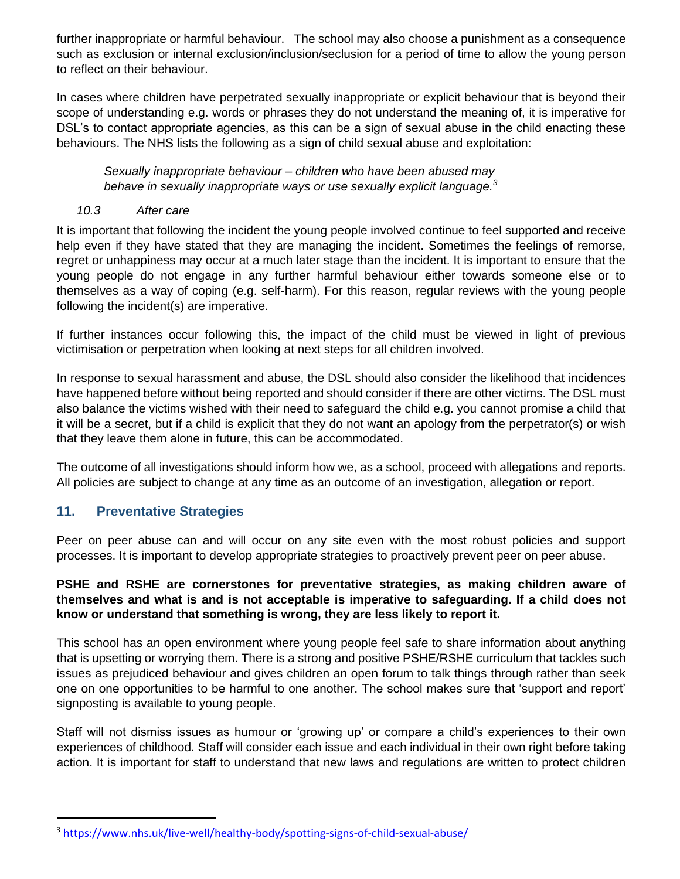further inappropriate or harmful behaviour. The school may also choose a punishment as a consequence such as exclusion or internal exclusion/inclusion/seclusion for a period of time to allow the young person to reflect on their behaviour.

In cases where children have perpetrated sexually inappropriate or explicit behaviour that is beyond their scope of understanding e.g. words or phrases they do not understand the meaning of, it is imperative for DSL's to contact appropriate agencies, as this can be a sign of sexual abuse in the child enacting these behaviours. The NHS lists the following as a sign of child sexual abuse and exploitation:

> *Sexually inappropriate behaviour – children who have been abused may behave in sexually inappropriate ways or use sexually explicit language.*[3]

*10.3 After care*

It is important that following the incident the young people involved continue to feel supported and receive help even if they have stated that they are managing the incident. Sometimes the feelings of remorse, regret or unhappiness may occur at a much later stage than the incident. It is important to ensure that the young people do not engage in any further harmful behaviour either towards someone else or to themselves as a way of coping (e.g. self-harm). For this reason, regular reviews with the young people following the incident(s) are imperative.

If further instances occur following this, the impact of the child must be viewed in light of previous victimisation or perpetration when looking at next steps for all children involved.

In response to sexual harassment and abuse, the DSL should also consider the likelihood that incidences have happened before without being reported and should consider if there are other victims. The DSL must also balance the victims wished with their need to safeguard the child e.g. you cannot promise a child that it will be a secret, but if a child is explicit that they do not want an apology from the perpetrator(s) or wish that they leave them alone in future, this can be accommodated.

The outcome of all investigations should inform how we, as a school, proceed with allegations and reports. All policies are subject to change at any time as an outcome of an investigation, allegation or report.

## 11. Preventative Strategies

Peer on peer abuse can and will occur on any site even with the most robust policies and support processes. It is important to develop appropriate strategies to proactively prevent peer on peer abuse.

**PSHE and RSHE are cornerstones for preventative strategies, as making children aware of themselves and what is and is not acceptable is imperative to safeguarding. If a child does not know or understand that something is wrong, they are less likely to report it.**

This school has an open environment where young people feel safe to share information about anything that is upsetting or worrying them. There is a strong and positive PSHE/RSHE curriculum that tackles such issues as prejudiced behaviour and gives children an open forum to talk things through rather than seek one on one opportunities to be harmful to one another. The school makes sure that 'support and report' signposting is available to young people.

Staff will not dismiss issues as humour or 'growing up' or compare a child's experiences to their own experiences of childhood. Staff will consider each issue and each individual in their own right before taking action. It is important for staff to understand that new laws and regulations are written to protect children

[3] https://www.nhs.uk/live-well/healthy-body/spotting-signs-of-child-sexual-abuse/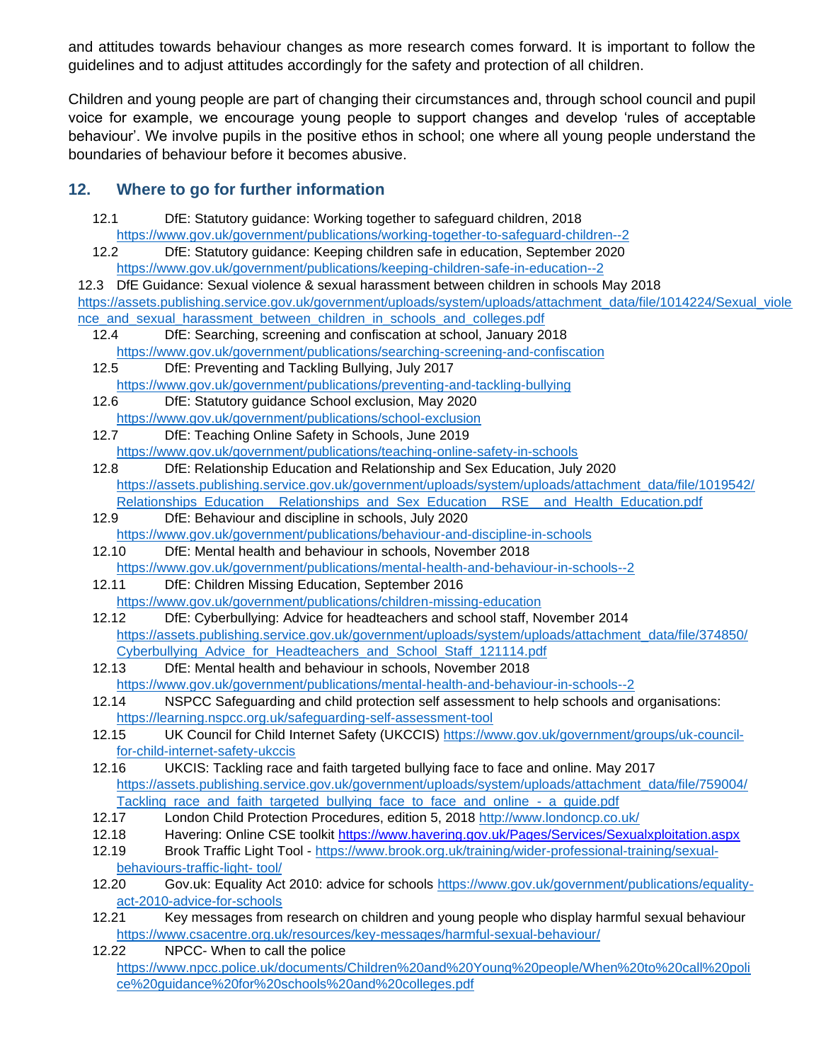and attitudes towards behaviour changes as more research comes forward. It is important to follow the guidelines and to adjust attitudes accordingly for the safety and protection of all children.

Children and young people are part of changing their circumstances and, through school council and pupil voice for example, we encourage young people to support changes and develop 'rules of acceptable behaviour'. We involve pupils in the positive ethos in school; one where all young people understand the boundaries of behaviour before it becomes abusive.

## 12. Where to go for further information

12.1 DfE: Statutory guidance: Working together to safeguard children, 2018
https://www.gov.uk/government/publications/working-together-to-safeguard-children--2

12.2 DfE: Statutory guidance: Keeping children safe in education, September 2020
https://www.gov.uk/government/publications/keeping-children-safe-in-education--2

12.3 DfE Guidance: Sexual violence & sexual harassment between children in schools May 2018
https://assets.publishing.service.gov.uk/government/uploads/system/uploads/attachment_data/file/1014224/Sexual_violence_and_sexual_harassment_between_children_in_schools_and_colleges.pdf

12.4 DfE: Searching, screening and confiscation at school, January 2018
https://www.gov.uk/government/publications/searching-screening-and-confiscation

12.5 DfE: Preventing and Tackling Bullying, July 2017
https://www.gov.uk/government/publications/preventing-and-tackling-bullying

12.6 DfE: Statutory guidance School exclusion, May 2020
https://www.gov.uk/government/publications/school-exclusion

12.7 DfE: Teaching Online Safety in Schools, June 2019
https://www.gov.uk/government/publications/teaching-online-safety-in-schools

12.8 DfE: Relationship Education and Relationship and Sex Education, July 2020
https://assets.publishing.service.gov.uk/government/uploads/system/uploads/attachment_data/file/1019542/Relationships_Education__Relationships_and_Sex_Education__RSE__and_Health_Education.pdf

12.9 DfE: Behaviour and discipline in schools, July 2020
https://www.gov.uk/government/publications/behaviour-and-discipline-in-schools

12.10 DfE: Mental health and behaviour in schools, November 2018
https://www.gov.uk/government/publications/mental-health-and-behaviour-in-schools--2

12.11 DfE: Children Missing Education, September 2016
https://www.gov.uk/government/publications/children-missing-education

12.12 DfE: Cyberbullying: Advice for headteachers and school staff, November 2014
https://assets.publishing.service.gov.uk/government/uploads/system/uploads/attachment_data/file/374850/Cyberbullying_Advice_for_Headteachers_and_School_Staff_121114.pdf

12.13 DfE: Mental health and behaviour in schools, November 2018
https://www.gov.uk/government/publications/mental-health-and-behaviour-in-schools--2

12.14 NSPCC Safeguarding and child protection self assessment to help schools and organisations:
https://learning.nspcc.org.uk/safeguarding-self-assessment-tool

12.15 UK Council for Child Internet Safety (UKCCIS) https://www.gov.uk/government/groups/uk-council-for-child-internet-safety-ukccis

12.16 UKCIS: Tackling race and faith targeted bullying face to face and online. May 2017
https://assets.publishing.service.gov.uk/government/uploads/system/uploads/attachment_data/file/759004/Tackling_race_and_faith_targeted_bullying_face_to_face_and_online_-_a_guide.pdf

12.17 London Child Protection Procedures, edition 5, 2018 http://www.londoncp.co.uk/

12.18 Havering: Online CSE toolkit https://www.havering.gov.uk/Pages/Services/Sexualxploitation.aspx

12.19 Brook Traffic Light Tool - https://www.brook.org.uk/training/wider-professional-training/sexual-behaviours-traffic-light- tool/

12.20 Gov.uk: Equality Act 2010: advice for schools https://www.gov.uk/government/publications/equality-act-2010-advice-for-schools

12.21 Key messages from research on children and young people who display harmful sexual behaviour
https://www.csacentre.org.uk/resources/key-messages/harmful-sexual-behaviour/

12.22 NPCC- When to call the police
https://www.npcc.police.uk/documents/Children%20and%20Young%20people/When%20to%20call%20police%20guidance%20for%20schools%20and%20colleges.pdf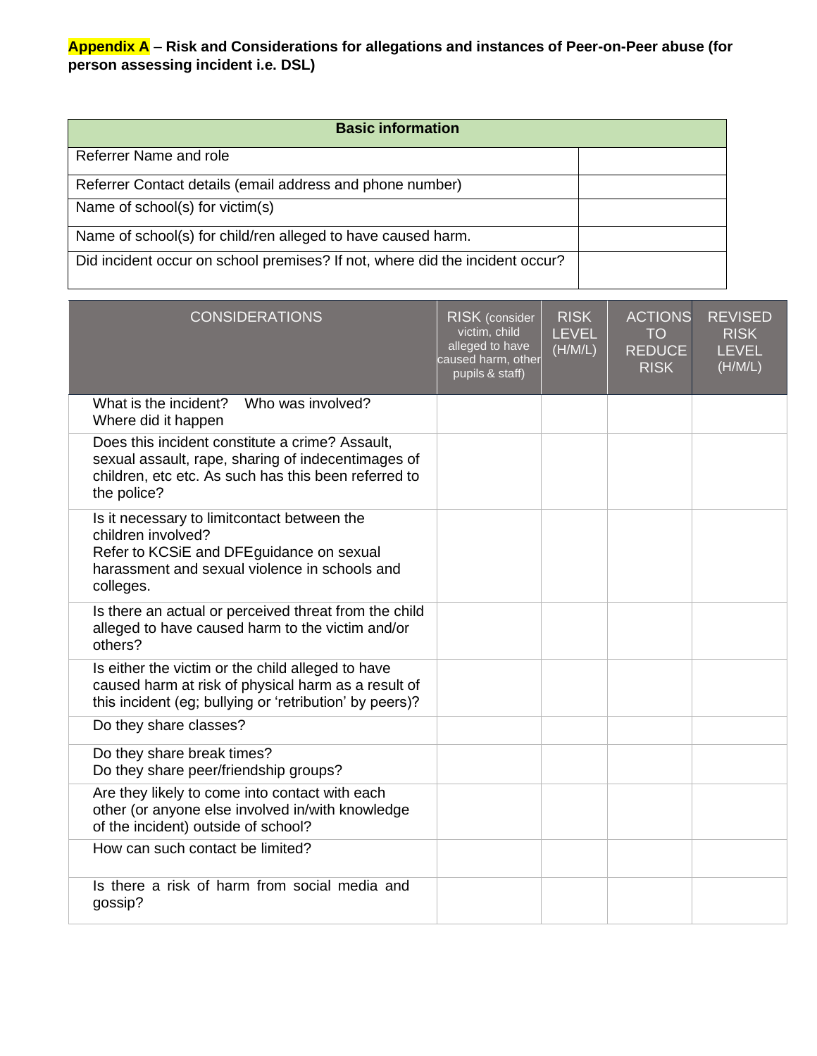**Appendix A** – **Risk and Considerations for allegations and instances of Peer-on-Peer abuse (for person assessing incident i.e. DSL)**

| Basic information | |
|---|---|
| Referrer Name and role | |
| Referrer Contact details (email address and phone number) | |
| Name of school(s) for victim(s) | |
| Name of school(s) for child/ren alleged to have caused harm. | |
| Did incident occur on school premises? If not, where did the incident occur? | |

| CONSIDERATIONS | RISK (consider victim, child alleged to have caused harm, other pupils & staff) | RISK LEVEL (H/M/L) | ACTIONS TO REDUCE RISK | REVISED RISK LEVEL (H/M/L) |
|---|---|---|---|---|
| What is the incident? Who was involved? Where did it happen | | | | |
| Does this incident constitute a crime? Assault, sexual assault, rape, sharing of indecentimages of children, etc etc. As such has this been referred to the police? | | | | |
| Is it necessary to limitcontact between the children involved? Refer to KCSiE and DFEguidance on sexual harassment and sexual violence in schools and colleges. | | | | |
| Is there an actual or perceived threat from the child alleged to have caused harm to the victim and/or others? | | | | |
| Is either the victim or the child alleged to have caused harm at risk of physical harm as a result of this incident (eg; bullying or 'retribution' by peers)? | | | | |
| Do they share classes? | | | | |
| Do they share break times? Do they share peer/friendship groups? | | | | |
| Are they likely to come into contact with each other (or anyone else involved in/with knowledge of the incident) outside of school? | | | | |
| How can such contact be limited? | | | | |
| Is there a risk of harm from social media and gossip? | | | | |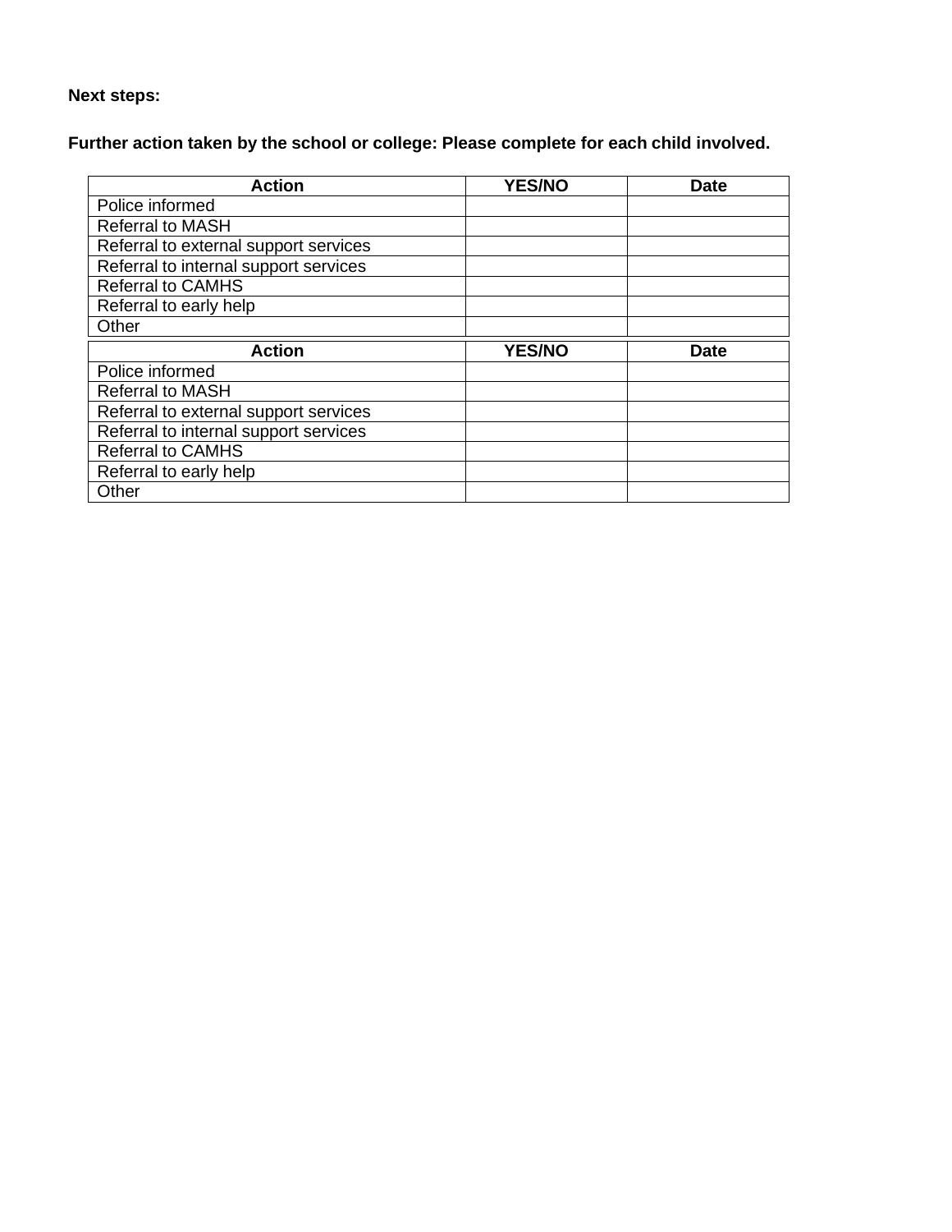**Next steps:**

**Further action taken by the school or college: Please complete for each child involved.**

| Action | YES/NO | Date |
|---|---|---|
| Police informed | | |
| Referral to MASH | | |
| Referral to external support services | | |
| Referral to internal support services | | |
| Referral to CAMHS | | |
| Referral to early help | | |
| Other | | |

| Action | YES/NO | Date |
|---|---|---|
| Police informed | | |
| Referral to MASH | | |
| Referral to external support services | | |
| Referral to internal support services | | |
| Referral to CAMHS | | |
| Referral to early help | | |
| Other | | |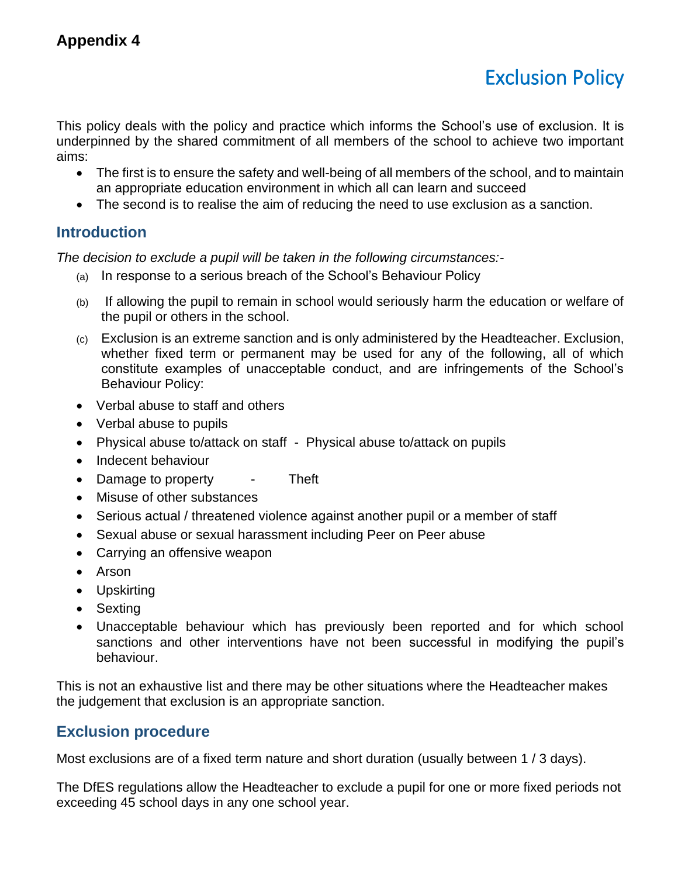**Appendix 4**

# Exclusion Policy

This policy deals with the policy and practice which informs the School's use of exclusion. It is underpinned by the shared commitment of all members of the school to achieve two important aims:

- The first is to ensure the safety and well-being of all members of the school, and to maintain an appropriate education environment in which all can learn and succeed
- The second is to realise the aim of reducing the need to use exclusion as a sanction.

## Introduction

*The decision to exclude a pupil will be taken in the following circumstances:-*

(a) In response to a serious breach of the School's Behaviour Policy

(b) If allowing the pupil to remain in school would seriously harm the education or welfare of the pupil or others in the school.

(c) Exclusion is an extreme sanction and is only administered by the Headteacher. Exclusion, whether fixed term or permanent may be used for any of the following, all of which constitute examples of unacceptable conduct, and are infringements of the School's Behaviour Policy:

- Verbal abuse to staff and others
- Verbal abuse to pupils
- Physical abuse to/attack on staff - Physical abuse to/attack on pupils
- Indecent behaviour
- Damage to property - Theft
- Misuse of other substances
- Serious actual / threatened violence against another pupil or a member of staff
- Sexual abuse or sexual harassment including Peer on Peer abuse
- Carrying an offensive weapon
- Arson
- Upskirting
- Sexting
- Unacceptable behaviour which has previously been reported and for which school sanctions and other interventions have not been successful in modifying the pupil's behaviour.

This is not an exhaustive list and there may be other situations where the Headteacher makes the judgement that exclusion is an appropriate sanction.

## Exclusion procedure

Most exclusions are of a fixed term nature and short duration (usually between 1 / 3 days).

The DfES regulations allow the Headteacher to exclude a pupil for one or more fixed periods not exceeding 45 school days in any one school year.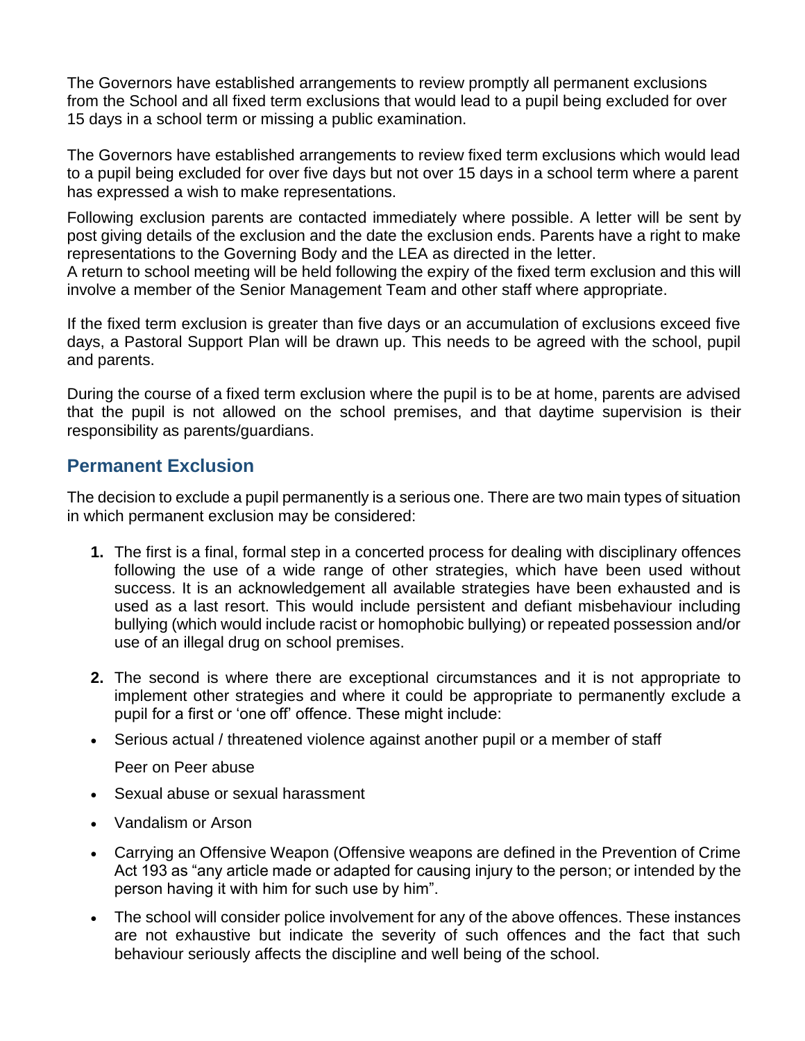The Governors have established arrangements to review promptly all permanent exclusions from the School and all fixed term exclusions that would lead to a pupil being excluded for over 15 days in a school term or missing a public examination.

The Governors have established arrangements to review fixed term exclusions which would lead to a pupil being excluded for over five days but not over 15 days in a school term where a parent has expressed a wish to make representations.

Following exclusion parents are contacted immediately where possible. A letter will be sent by post giving details of the exclusion and the date the exclusion ends. Parents have a right to make representations to the Governing Body and the LEA as directed in the letter.
A return to school meeting will be held following the expiry of the fixed term exclusion and this will involve a member of the Senior Management Team and other staff where appropriate.

If the fixed term exclusion is greater than five days or an accumulation of exclusions exceed five days, a Pastoral Support Plan will be drawn up. This needs to be agreed with the school, pupil and parents.

During the course of a fixed term exclusion where the pupil is to be at home, parents are advised that the pupil is not allowed on the school premises, and that daytime supervision is their responsibility as parents/guardians.

## Permanent Exclusion

The decision to exclude a pupil permanently is a serious one. There are two main types of situation in which permanent exclusion may be considered:

1. The first is a final, formal step in a concerted process for dealing with disciplinary offences following the use of a wide range of other strategies, which have been used without success. It is an acknowledgement all available strategies have been exhausted and is used as a last resort. This would include persistent and defiant misbehaviour including bullying (which would include racist or homophobic bullying) or repeated possession and/or use of an illegal drug on school premises.

2. The second is where there are exceptional circumstances and it is not appropriate to implement other strategies and where it could be appropriate to permanently exclude a pupil for a first or 'one off' offence. These might include:

- Serious actual / threatened violence against another pupil or a member of staff

  Peer on Peer abuse

- Sexual abuse or sexual harassment
- Vandalism or Arson
- Carrying an Offensive Weapon (Offensive weapons are defined in the Prevention of Crime Act 193 as "any article made or adapted for causing injury to the person; or intended by the person having it with him for such use by him".
- The school will consider police involvement for any of the above offences. These instances are not exhaustive but indicate the severity of such offences and the fact that such behaviour seriously affects the discipline and well being of the school.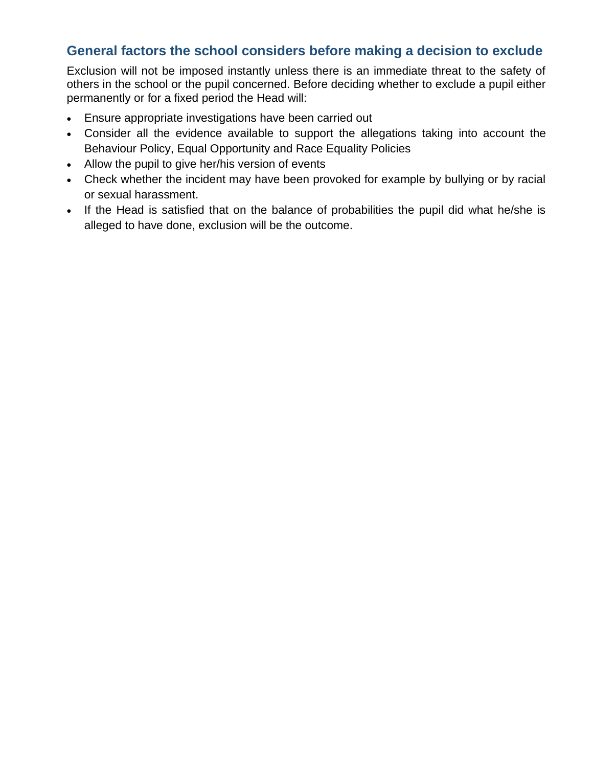## General factors the school considers before making a decision to exclude

Exclusion will not be imposed instantly unless there is an immediate threat to the safety of others in the school or the pupil concerned. Before deciding whether to exclude a pupil either permanently or for a fixed period the Head will:

- Ensure appropriate investigations have been carried out
- Consider all the evidence available to support the allegations taking into account the Behaviour Policy, Equal Opportunity and Race Equality Policies
- Allow the pupil to give her/his version of events
- Check whether the incident may have been provoked for example by bullying or by racial or sexual harassment.
- If the Head is satisfied that on the balance of probabilities the pupil did what he/she is alleged to have done, exclusion will be the outcome.